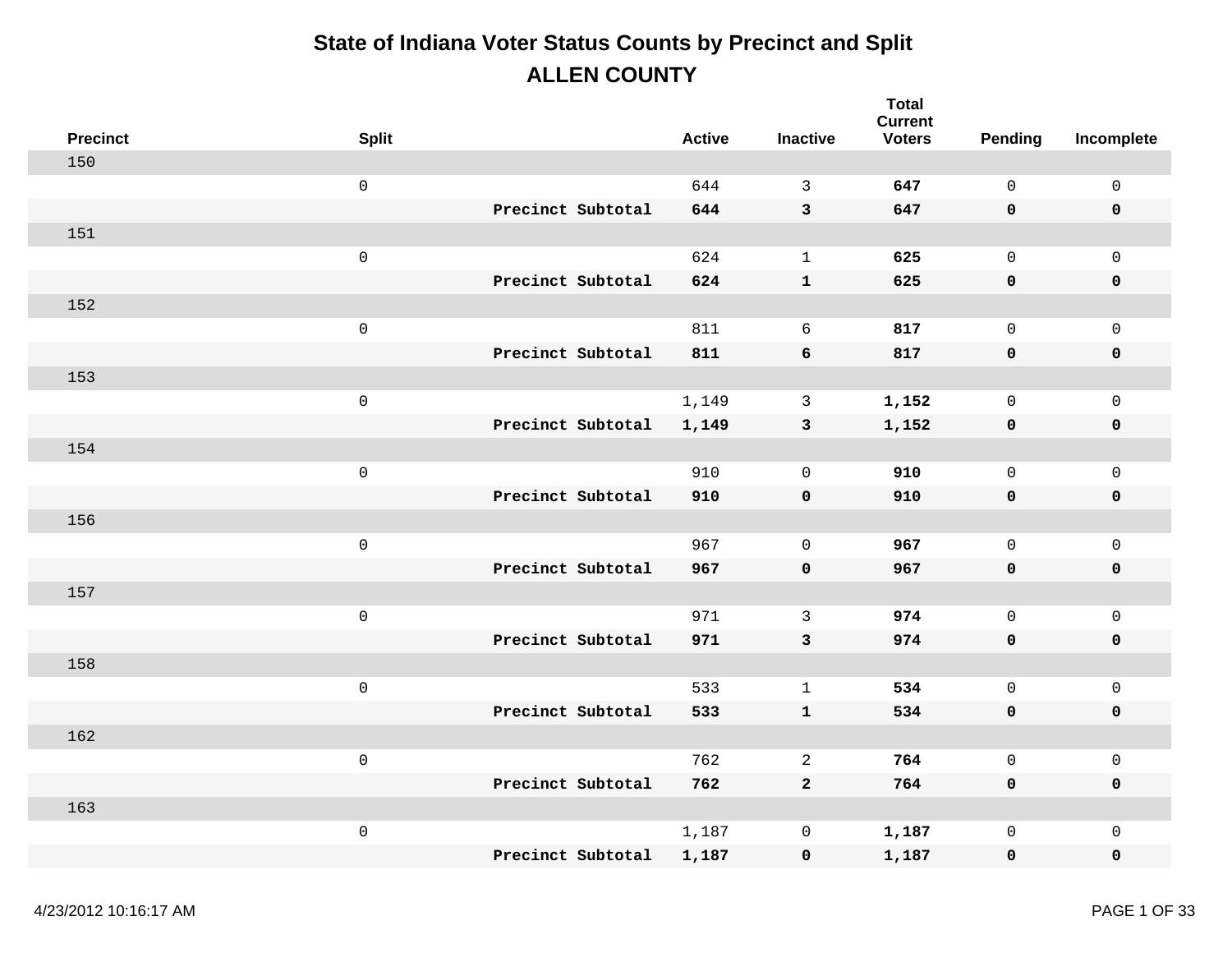# State of Indiana Voter Status Counts by Precinct and Split

## ALLEN COUNTY

| Precinct | Split | | Active | Inactive | Total Current Voters | Pending | Incomplete |
|---|---|---|---|---|---|---|---|
| 150 | | | | | | | |
| | 0 | | 644 | 3 | **647** | 0 | 0 |
| | | **Precinct Subtotal** | **644** | **3** | **647** | **0** | **0** |
| 151 | | | | | | | |
| | 0 | | 624 | 1 | **625** | 0 | 0 |
| | | **Precinct Subtotal** | **624** | **1** | **625** | **0** | **0** |
| 152 | | | | | | | |
| | 0 | | 811 | 6 | **817** | 0 | 0 |
| | | **Precinct Subtotal** | **811** | **6** | **817** | **0** | **0** |
| 153 | | | | | | | |
| | 0 | | 1,149 | 3 | **1,152** | 0 | 0 |
| | | **Precinct Subtotal** | **1,149** | **3** | **1,152** | **0** | **0** |
| 154 | | | | | | | |
| | 0 | | 910 | 0 | **910** | 0 | 0 |
| | | **Precinct Subtotal** | **910** | **0** | **910** | **0** | **0** |
| 156 | | | | | | | |
| | 0 | | 967 | 0 | **967** | 0 | 0 |
| | | **Precinct Subtotal** | **967** | **0** | **967** | **0** | **0** |
| 157 | | | | | | | |
| | 0 | | 971 | 3 | **974** | 0 | 0 |
| | | **Precinct Subtotal** | **971** | **3** | **974** | **0** | **0** |
| 158 | | | | | | | |
| | 0 | | 533 | 1 | **534** | 0 | 0 |
| | | **Precinct Subtotal** | **533** | **1** | **534** | **0** | **0** |
| 162 | | | | | | | |
| | 0 | | 762 | 2 | **764** | 0 | 0 |
| | | **Precinct Subtotal** | **762** | **2** | **764** | **0** | **0** |
| 163 | | | | | | | |
| | 0 | | 1,187 | 0 | **1,187** | 0 | 0 |
| | | **Precinct Subtotal** | **1,187** | **0** | **1,187** | **0** | **0** |

4/23/2012 10:16:17 AM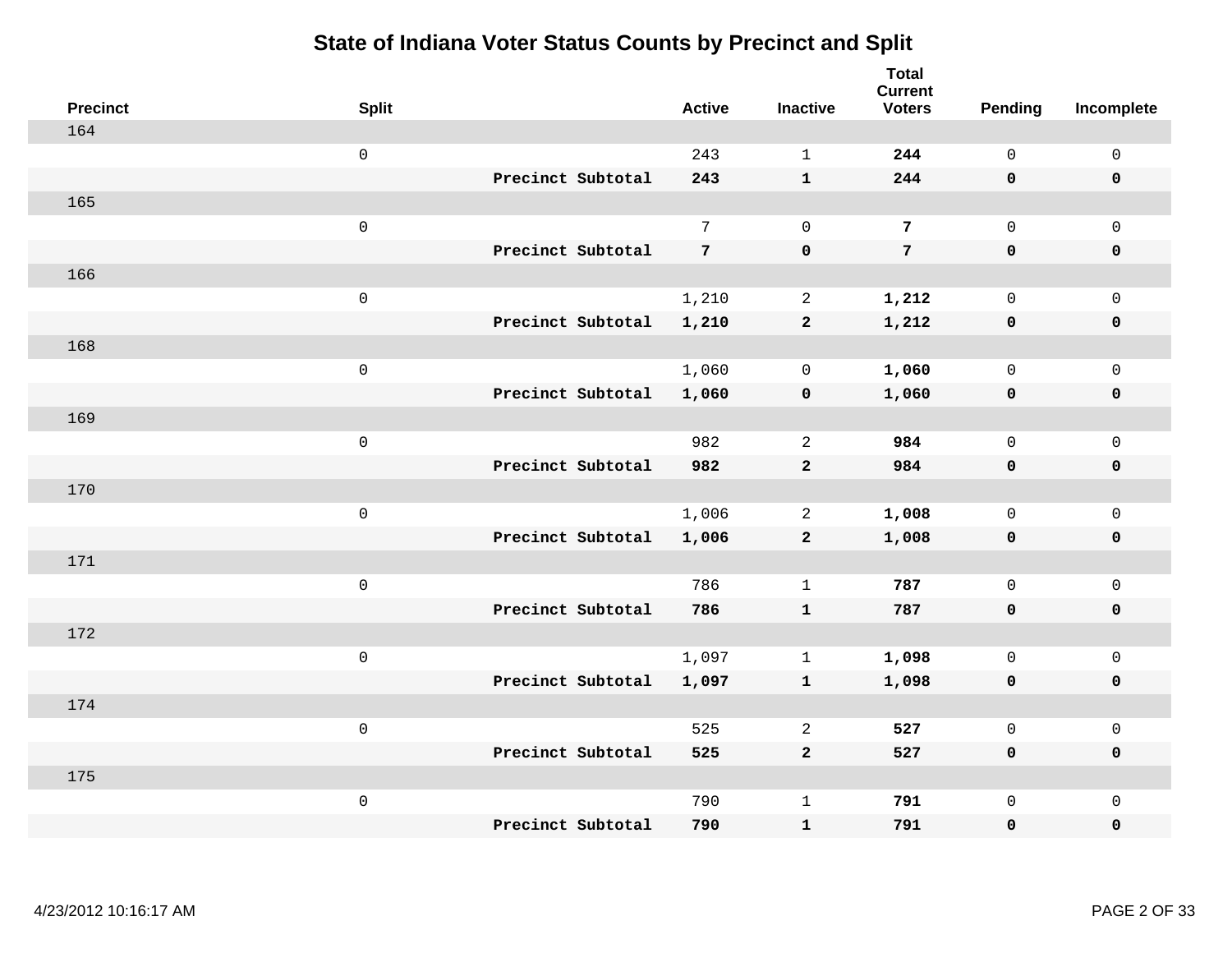# State of Indiana Voter Status Counts by Precinct and Split

| Precinct | Split | | Active | Inactive | Total Current Voters | Pending | Incomplete |
|---|---|---|---|---|---|---|---|
| 164 | | | | | | | |
| | 0 | | 243 | 1 | **244** | 0 | 0 |
| | | **Precinct Subtotal** | **243** | **1** | **244** | **0** | **0** |
| 165 | | | | | | | |
| | 0 | | 7 | 0 | **7** | 0 | 0 |
| | | **Precinct Subtotal** | **7** | **0** | **7** | **0** | **0** |
| 166 | | | | | | | |
| | 0 | | 1,210 | 2 | **1,212** | 0 | 0 |
| | | **Precinct Subtotal** | **1,210** | **2** | **1,212** | **0** | **0** |
| 168 | | | | | | | |
| | 0 | | 1,060 | 0 | **1,060** | 0 | 0 |
| | | **Precinct Subtotal** | **1,060** | **0** | **1,060** | **0** | **0** |
| 169 | | | | | | | |
| | 0 | | 982 | 2 | **984** | 0 | 0 |
| | | **Precinct Subtotal** | **982** | **2** | **984** | **0** | **0** |
| 170 | | | | | | | |
| | 0 | | 1,006 | 2 | **1,008** | 0 | 0 |
| | | **Precinct Subtotal** | **1,006** | **2** | **1,008** | **0** | **0** |
| 171 | | | | | | | |
| | 0 | | 786 | 1 | **787** | 0 | 0 |
| | | **Precinct Subtotal** | **786** | **1** | **787** | **0** | **0** |
| 172 | | | | | | | |
| | 0 | | 1,097 | 1 | **1,098** | 0 | 0 |
| | | **Precinct Subtotal** | **1,097** | **1** | **1,098** | **0** | **0** |
| 174 | | | | | | | |
| | 0 | | 525 | 2 | **527** | 0 | 0 |
| | | **Precinct Subtotal** | **525** | **2** | **527** | **0** | **0** |
| 175 | | | | | | | |
| | 0 | | 790 | 1 | **791** | 0 | 0 |
| | | **Precinct Subtotal** | **790** | **1** | **791** | **0** | **0** |

4/23/2012 10:16:17 AM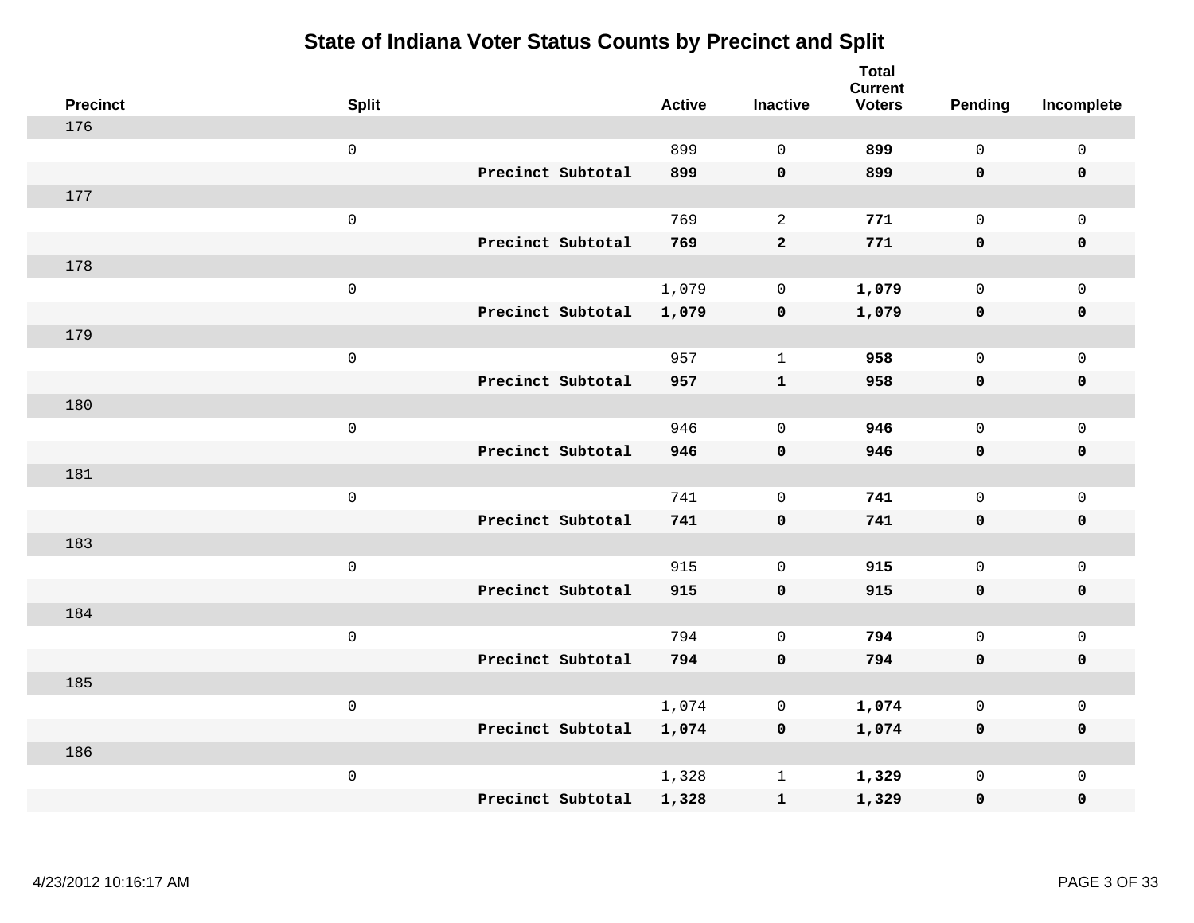# State of Indiana Voter Status Counts by Precinct and Split

| Precinct | Split | | Active | Inactive | Total Current Voters | Pending | Incomplete |
|---|---|---|---|---|---|---|---|
| 176 | | | | | | | |
| | 0 | | 899 | 0 | **899** | 0 | 0 |
| | | **Precinct Subtotal** | **899** | **0** | **899** | **0** | **0** |
| 177 | | | | | | | |
| | 0 | | 769 | 2 | **771** | 0 | 0 |
| | | **Precinct Subtotal** | **769** | **2** | **771** | **0** | **0** |
| 178 | | | | | | | |
| | 0 | | 1,079 | 0 | **1,079** | 0 | 0 |
| | | **Precinct Subtotal** | **1,079** | **0** | **1,079** | **0** | **0** |
| 179 | | | | | | | |
| | 0 | | 957 | 1 | **958** | 0 | 0 |
| | | **Precinct Subtotal** | **957** | **1** | **958** | **0** | **0** |
| 180 | | | | | | | |
| | 0 | | 946 | 0 | **946** | 0 | 0 |
| | | **Precinct Subtotal** | **946** | **0** | **946** | **0** | **0** |
| 181 | | | | | | | |
| | 0 | | 741 | 0 | **741** | 0 | 0 |
| | | **Precinct Subtotal** | **741** | **0** | **741** | **0** | **0** |
| 183 | | | | | | | |
| | 0 | | 915 | 0 | **915** | 0 | 0 |
| | | **Precinct Subtotal** | **915** | **0** | **915** | **0** | **0** |
| 184 | | | | | | | |
| | 0 | | 794 | 0 | **794** | 0 | 0 |
| | | **Precinct Subtotal** | **794** | **0** | **794** | **0** | **0** |
| 185 | | | | | | | |
| | 0 | | 1,074 | 0 | **1,074** | 0 | 0 |
| | | **Precinct Subtotal** | **1,074** | **0** | **1,074** | **0** | **0** |
| 186 | | | | | | | |
| | 0 | | 1,328 | 1 | **1,329** | 0 | 0 |
| | | **Precinct Subtotal** | **1,328** | **1** | **1,329** | **0** | **0** |

4/23/2012 10:16:17 AM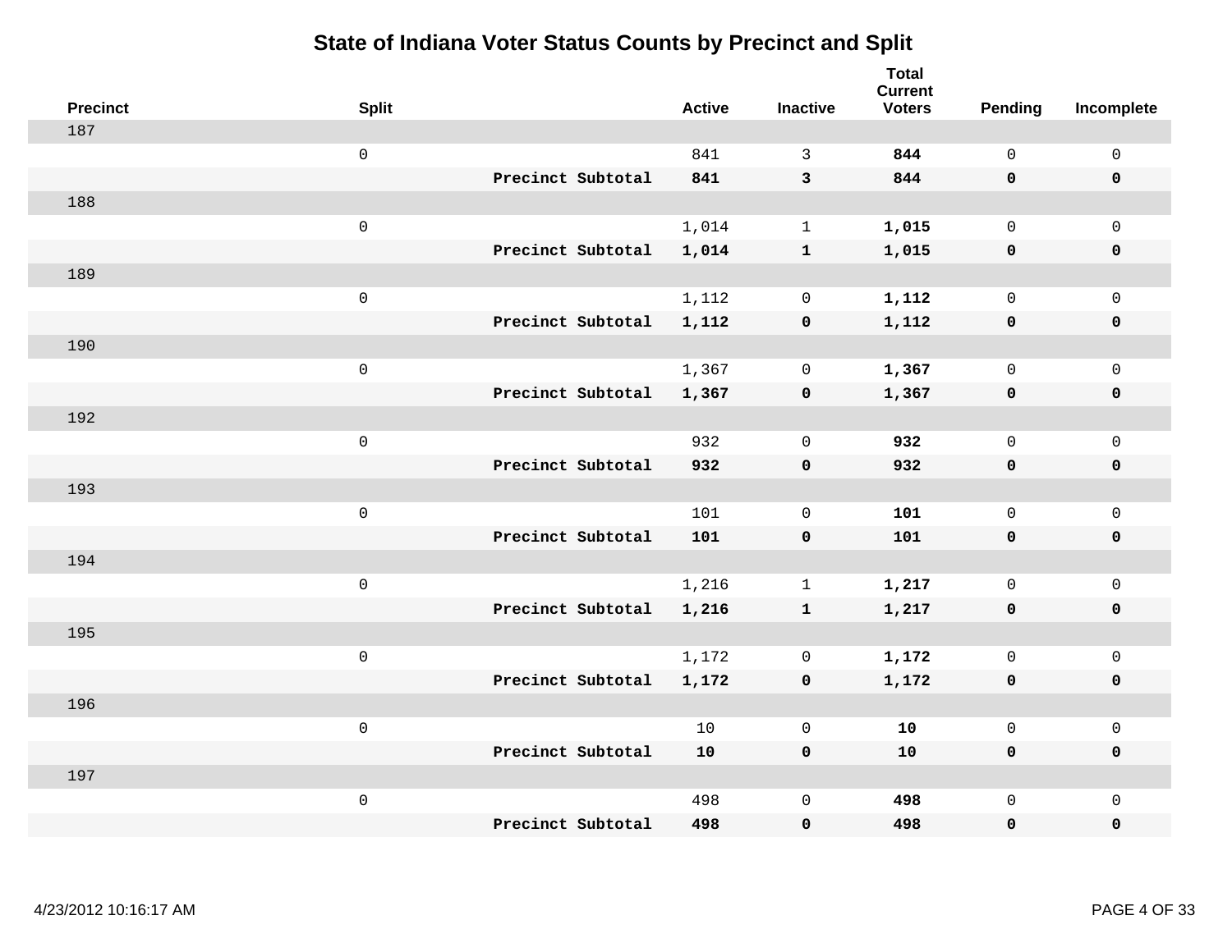# State of Indiana Voter Status Counts by Precinct and Split

| Precinct | Split | | Active | Inactive | Total Current Voters | Pending | Incomplete |
|---|---|---|---|---|---|---|---|
| 187 | | | | | | | |
| | 0 | | 841 | 3 | **844** | 0 | 0 |
| | | **Precinct Subtotal** | **841** | **3** | **844** | **0** | **0** |
| 188 | | | | | | | |
| | 0 | | 1,014 | 1 | **1,015** | 0 | 0 |
| | | **Precinct Subtotal** | **1,014** | **1** | **1,015** | **0** | **0** |
| 189 | | | | | | | |
| | 0 | | 1,112 | 0 | **1,112** | 0 | 0 |
| | | **Precinct Subtotal** | **1,112** | **0** | **1,112** | **0** | **0** |
| 190 | | | | | | | |
| | 0 | | 1,367 | 0 | **1,367** | 0 | 0 |
| | | **Precinct Subtotal** | **1,367** | **0** | **1,367** | **0** | **0** |
| 192 | | | | | | | |
| | 0 | | 932 | 0 | **932** | 0 | 0 |
| | | **Precinct Subtotal** | **932** | **0** | **932** | **0** | **0** |
| 193 | | | | | | | |
| | 0 | | 101 | 0 | **101** | 0 | 0 |
| | | **Precinct Subtotal** | **101** | **0** | **101** | **0** | **0** |
| 194 | | | | | | | |
| | 0 | | 1,216 | 1 | **1,217** | 0 | 0 |
| | | **Precinct Subtotal** | **1,216** | **1** | **1,217** | **0** | **0** |
| 195 | | | | | | | |
| | 0 | | 1,172 | 0 | **1,172** | 0 | 0 |
| | | **Precinct Subtotal** | **1,172** | **0** | **1,172** | **0** | **0** |
| 196 | | | | | | | |
| | 0 | | 10 | 0 | **10** | 0 | 0 |
| | | **Precinct Subtotal** | **10** | **0** | **10** | **0** | **0** |
| 197 | | | | | | | |
| | 0 | | 498 | 0 | **498** | 0 | 0 |
| | | **Precinct Subtotal** | **498** | **0** | **498** | **0** | **0** |

4/23/2012 10:16:17 AM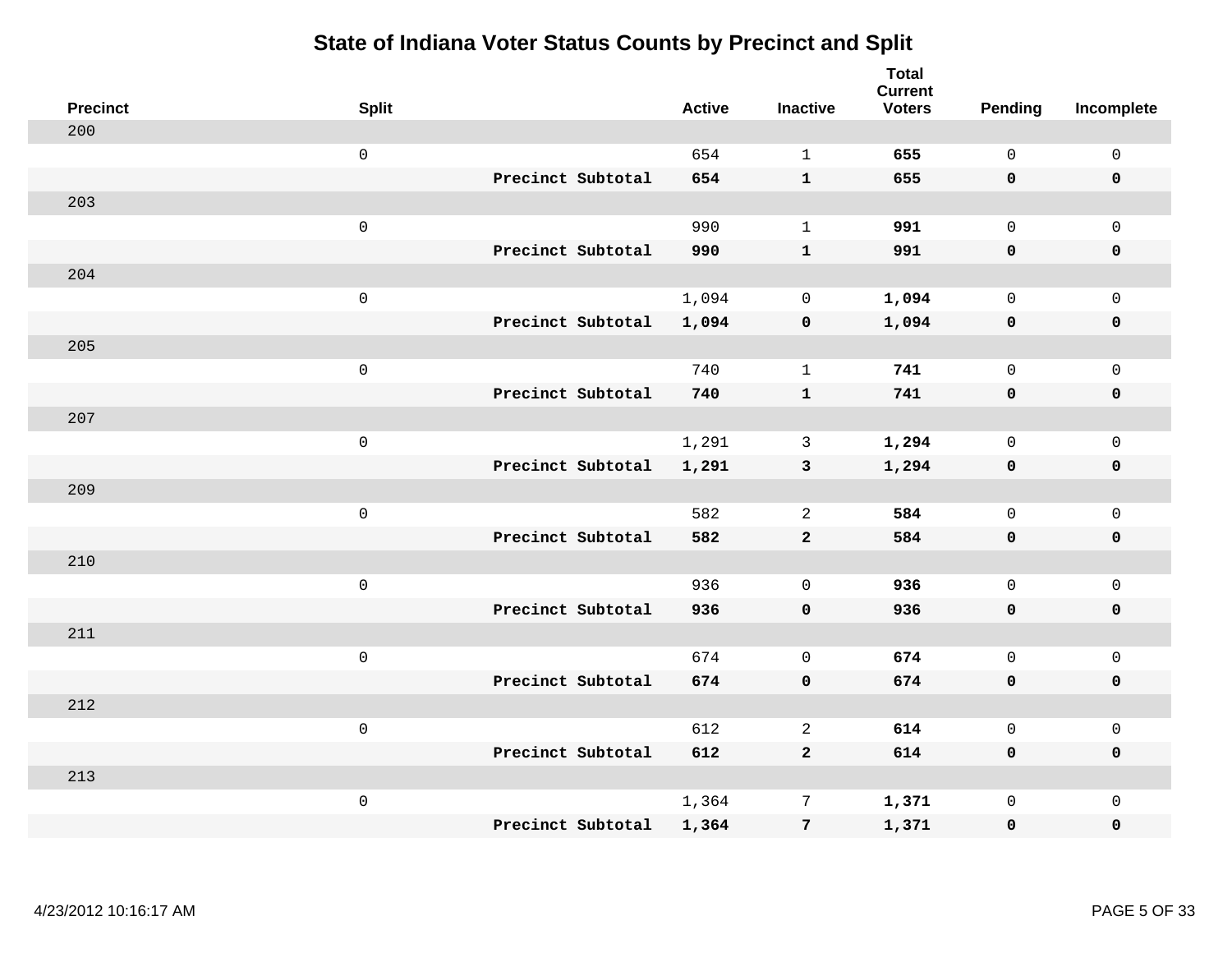# State of Indiana Voter Status Counts by Precinct and Split

| Precinct | Split | | Active | Inactive | Total Current Voters | Pending | Incomplete |
|---|---|---|---|---|---|---|---|
| 200 | | | | | | | |
| | 0 | | 654 | 1 | **655** | 0 | 0 |
| | | **Precinct Subtotal** | **654** | **1** | **655** | **0** | **0** |
| 203 | | | | | | | |
| | 0 | | 990 | 1 | **991** | 0 | 0 |
| | | **Precinct Subtotal** | **990** | **1** | **991** | **0** | **0** |
| 204 | | | | | | | |
| | 0 | | 1,094 | 0 | **1,094** | 0 | 0 |
| | | **Precinct Subtotal** | **1,094** | **0** | **1,094** | **0** | **0** |
| 205 | | | | | | | |
| | 0 | | 740 | 1 | **741** | 0 | 0 |
| | | **Precinct Subtotal** | **740** | **1** | **741** | **0** | **0** |
| 207 | | | | | | | |
| | 0 | | 1,291 | 3 | **1,294** | 0 | 0 |
| | | **Precinct Subtotal** | **1,291** | **3** | **1,294** | **0** | **0** |
| 209 | | | | | | | |
| | 0 | | 582 | 2 | **584** | 0 | 0 |
| | | **Precinct Subtotal** | **582** | **2** | **584** | **0** | **0** |
| 210 | | | | | | | |
| | 0 | | 936 | 0 | **936** | 0 | 0 |
| | | **Precinct Subtotal** | **936** | **0** | **936** | **0** | **0** |
| 211 | | | | | | | |
| | 0 | | 674 | 0 | **674** | 0 | 0 |
| | | **Precinct Subtotal** | **674** | **0** | **674** | **0** | **0** |
| 212 | | | | | | | |
| | 0 | | 612 | 2 | **614** | 0 | 0 |
| | | **Precinct Subtotal** | **612** | **2** | **614** | **0** | **0** |
| 213 | | | | | | | |
| | 0 | | 1,364 | 7 | **1,371** | 0 | 0 |
| | | **Precinct Subtotal** | **1,364** | **7** | **1,371** | **0** | **0** |

4/23/2012 10:16:17 AM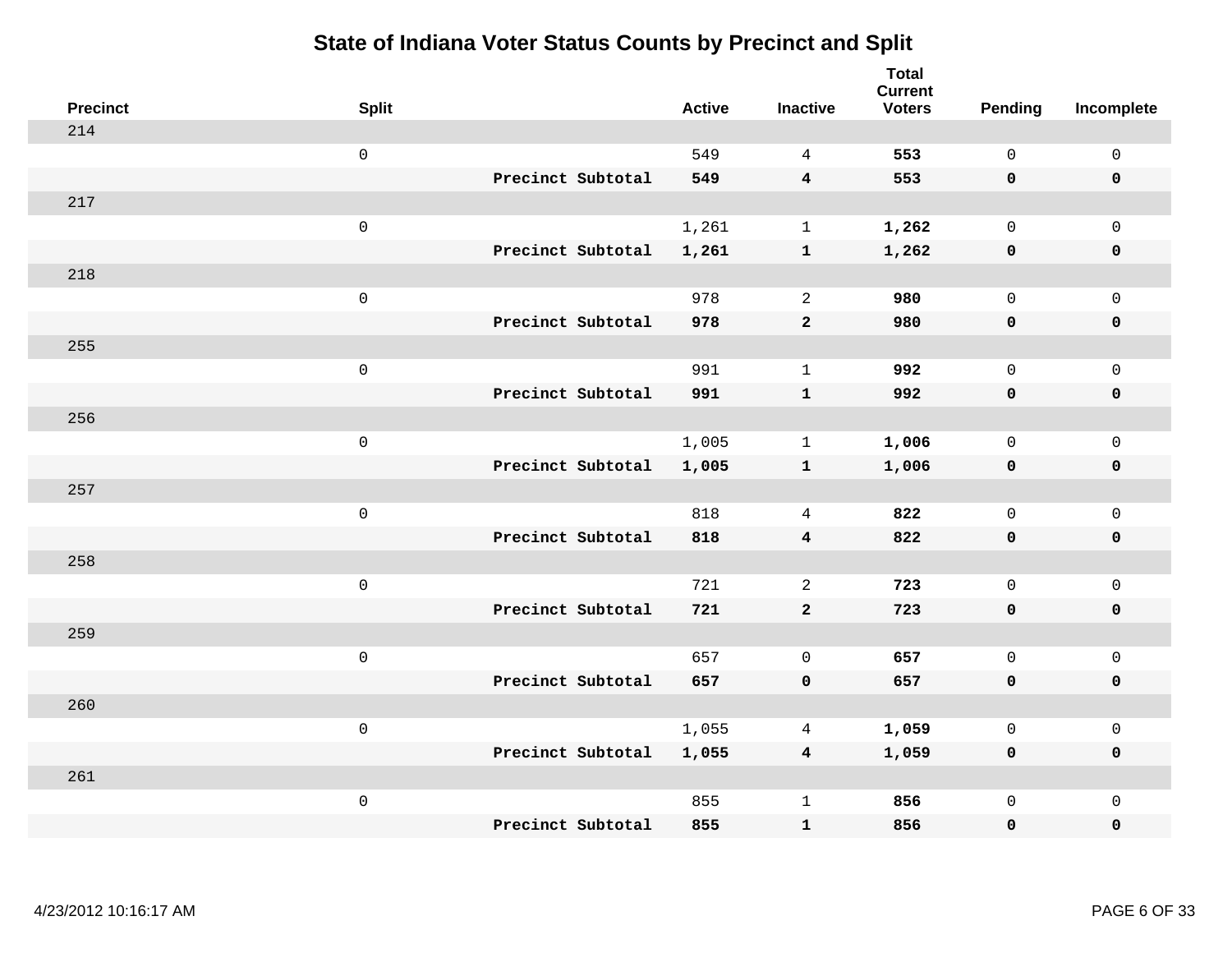# State of Indiana Voter Status Counts by Precinct and Split

| Precinct | Split | | Active | Inactive | Total Current Voters | Pending | Incomplete |
|---|---|---|---|---|---|---|---|
| 214 | | | | | | | |
| | 0 | | 549 | 4 | **553** | 0 | 0 |
| | | **Precinct Subtotal** | **549** | **4** | **553** | **0** | **0** |
| 217 | | | | | | | |
| | 0 | | 1,261 | 1 | **1,262** | 0 | 0 |
| | | **Precinct Subtotal** | **1,261** | **1** | **1,262** | **0** | **0** |
| 218 | | | | | | | |
| | 0 | | 978 | 2 | **980** | 0 | 0 |
| | | **Precinct Subtotal** | **978** | **2** | **980** | **0** | **0** |
| 255 | | | | | | | |
| | 0 | | 991 | 1 | **992** | 0 | 0 |
| | | **Precinct Subtotal** | **991** | **1** | **992** | **0** | **0** |
| 256 | | | | | | | |
| | 0 | | 1,005 | 1 | **1,006** | 0 | 0 |
| | | **Precinct Subtotal** | **1,005** | **1** | **1,006** | **0** | **0** |
| 257 | | | | | | | |
| | 0 | | 818 | 4 | **822** | 0 | 0 |
| | | **Precinct Subtotal** | **818** | **4** | **822** | **0** | **0** |
| 258 | | | | | | | |
| | 0 | | 721 | 2 | **723** | 0 | 0 |
| | | **Precinct Subtotal** | **721** | **2** | **723** | **0** | **0** |
| 259 | | | | | | | |
| | 0 | | 657 | 0 | **657** | 0 | 0 |
| | | **Precinct Subtotal** | **657** | **0** | **657** | **0** | **0** |
| 260 | | | | | | | |
| | 0 | | 1,055 | 4 | **1,059** | 0 | 0 |
| | | **Precinct Subtotal** | **1,055** | **4** | **1,059** | **0** | **0** |
| 261 | | | | | | | |
| | 0 | | 855 | 1 | **856** | 0 | 0 |
| | | **Precinct Subtotal** | **855** | **1** | **856** | **0** | **0** |

4/23/2012 10:16:17 AM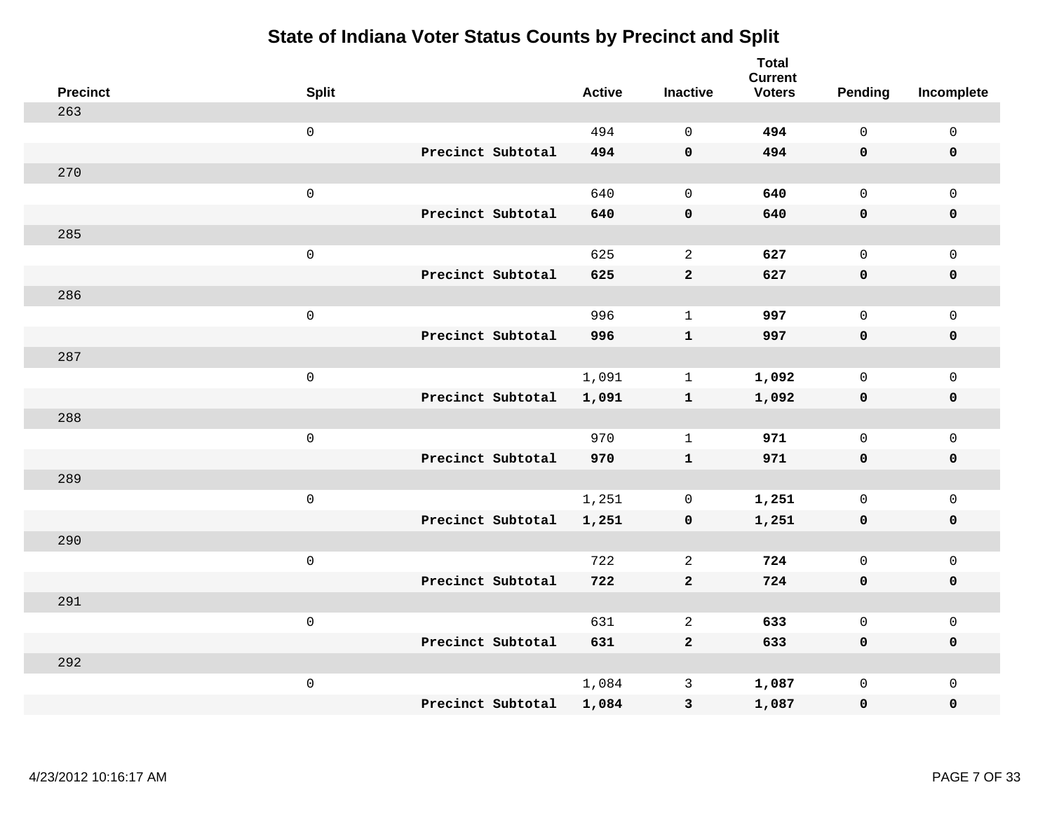# State of Indiana Voter Status Counts by Precinct and Split

| Precinct | Split | | Active | Inactive | Total Current Voters | Pending | Incomplete |
|---|---|---|---|---|---|---|---|
| 263 | | | | | | | |
| | 0 | | 494 | 0 | **494** | 0 | 0 |
| | | **Precinct Subtotal** | **494** | **0** | **494** | **0** | **0** |
| 270 | | | | | | | |
| | 0 | | 640 | 0 | **640** | 0 | 0 |
| | | **Precinct Subtotal** | **640** | **0** | **640** | **0** | **0** |
| 285 | | | | | | | |
| | 0 | | 625 | 2 | **627** | 0 | 0 |
| | | **Precinct Subtotal** | **625** | **2** | **627** | **0** | **0** |
| 286 | | | | | | | |
| | 0 | | 996 | 1 | **997** | 0 | 0 |
| | | **Precinct Subtotal** | **996** | **1** | **997** | **0** | **0** |
| 287 | | | | | | | |
| | 0 | | 1,091 | 1 | **1,092** | 0 | 0 |
| | | **Precinct Subtotal** | **1,091** | **1** | **1,092** | **0** | **0** |
| 288 | | | | | | | |
| | 0 | | 970 | 1 | **971** | 0 | 0 |
| | | **Precinct Subtotal** | **970** | **1** | **971** | **0** | **0** |
| 289 | | | | | | | |
| | 0 | | 1,251 | 0 | **1,251** | 0 | 0 |
| | | **Precinct Subtotal** | **1,251** | **0** | **1,251** | **0** | **0** |
| 290 | | | | | | | |
| | 0 | | 722 | 2 | **724** | 0 | 0 |
| | | **Precinct Subtotal** | **722** | **2** | **724** | **0** | **0** |
| 291 | | | | | | | |
| | 0 | | 631 | 2 | **633** | 0 | 0 |
| | | **Precinct Subtotal** | **631** | **2** | **633** | **0** | **0** |
| 292 | | | | | | | |
| | 0 | | 1,084 | 3 | **1,087** | 0 | 0 |
| | | **Precinct Subtotal** | **1,084** | **3** | **1,087** | **0** | **0** |

4/23/2012 10:16:17 AM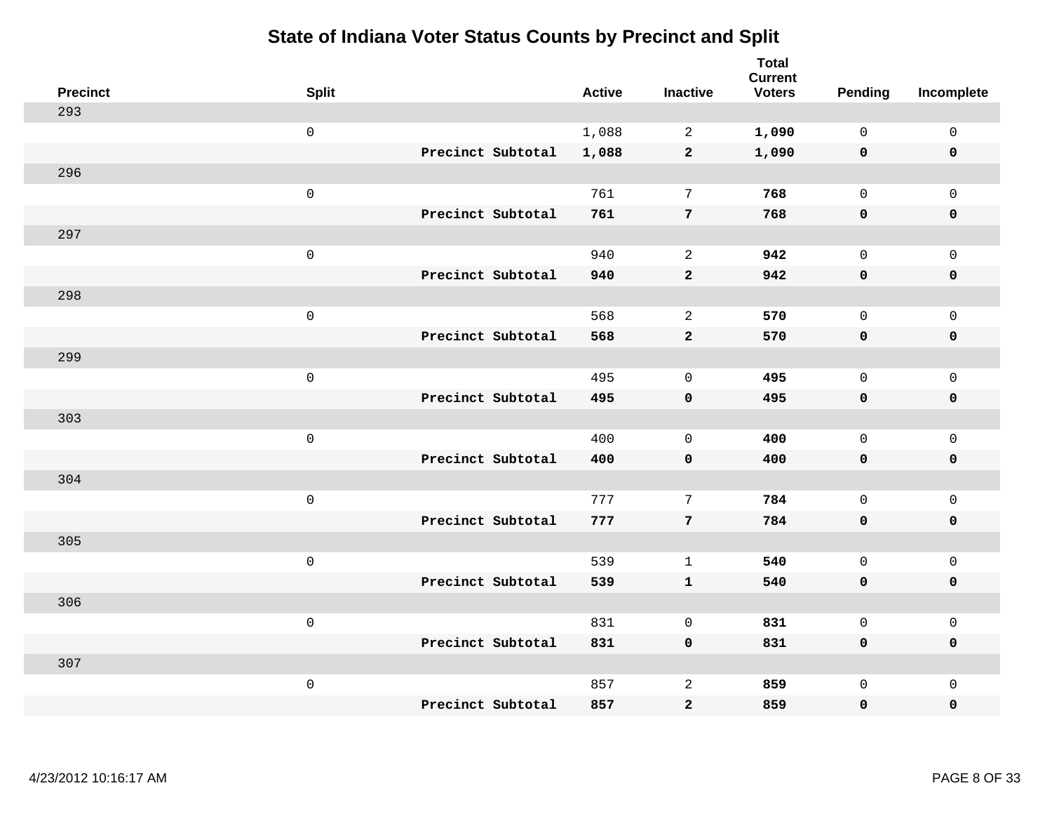# State of Indiana Voter Status Counts by Precinct and Split

| Precinct | Split | | Active | Inactive | Total Current Voters | Pending | Incomplete |
|---|---|---|---|---|---|---|---|
| 293 | | | | | | | |
| | 0 | | 1,088 | 2 | **1,090** | 0 | 0 |
| | | **Precinct Subtotal** | **1,088** | **2** | **1,090** | **0** | **0** |
| 296 | | | | | | | |
| | 0 | | 761 | 7 | **768** | 0 | 0 |
| | | **Precinct Subtotal** | **761** | **7** | **768** | **0** | **0** |
| 297 | | | | | | | |
| | 0 | | 940 | 2 | **942** | 0 | 0 |
| | | **Precinct Subtotal** | **940** | **2** | **942** | **0** | **0** |
| 298 | | | | | | | |
| | 0 | | 568 | 2 | **570** | 0 | 0 |
| | | **Precinct Subtotal** | **568** | **2** | **570** | **0** | **0** |
| 299 | | | | | | | |
| | 0 | | 495 | 0 | **495** | 0 | 0 |
| | | **Precinct Subtotal** | **495** | **0** | **495** | **0** | **0** |
| 303 | | | | | | | |
| | 0 | | 400 | 0 | **400** | 0 | 0 |
| | | **Precinct Subtotal** | **400** | **0** | **400** | **0** | **0** |
| 304 | | | | | | | |
| | 0 | | 777 | 7 | **784** | 0 | 0 |
| | | **Precinct Subtotal** | **777** | **7** | **784** | **0** | **0** |
| 305 | | | | | | | |
| | 0 | | 539 | 1 | **540** | 0 | 0 |
| | | **Precinct Subtotal** | **539** | **1** | **540** | **0** | **0** |
| 306 | | | | | | | |
| | 0 | | 831 | 0 | **831** | 0 | 0 |
| | | **Precinct Subtotal** | **831** | **0** | **831** | **0** | **0** |
| 307 | | | | | | | |
| | 0 | | 857 | 2 | **859** | 0 | 0 |
| | | **Precinct Subtotal** | **857** | **2** | **859** | **0** | **0** |

4/23/2012 10:16:17 AM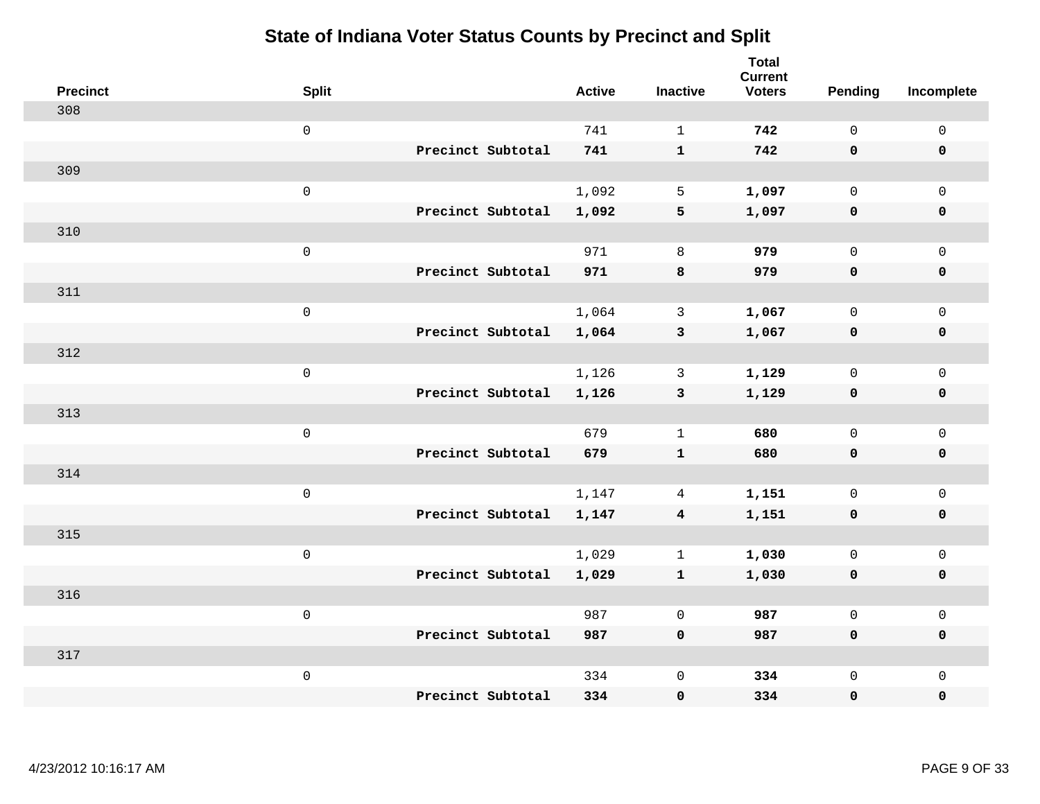# State of Indiana Voter Status Counts by Precinct and Split

| Precinct | Split | | Active | Inactive | Total Current Voters | Pending | Incomplete |
|---|---|---|---|---|---|---|---|
| 308 | | | | | | | |
| | 0 | | 741 | 1 | **742** | 0 | 0 |
| | | **Precinct Subtotal** | **741** | **1** | **742** | **0** | **0** |
| 309 | | | | | | | |
| | 0 | | 1,092 | 5 | **1,097** | 0 | 0 |
| | | **Precinct Subtotal** | **1,092** | **5** | **1,097** | **0** | **0** |
| 310 | | | | | | | |
| | 0 | | 971 | 8 | **979** | 0 | 0 |
| | | **Precinct Subtotal** | **971** | **8** | **979** | **0** | **0** |
| 311 | | | | | | | |
| | 0 | | 1,064 | 3 | **1,067** | 0 | 0 |
| | | **Precinct Subtotal** | **1,064** | **3** | **1,067** | **0** | **0** |
| 312 | | | | | | | |
| | 0 | | 1,126 | 3 | **1,129** | 0 | 0 |
| | | **Precinct Subtotal** | **1,126** | **3** | **1,129** | **0** | **0** |
| 313 | | | | | | | |
| | 0 | | 679 | 1 | **680** | 0 | 0 |
| | | **Precinct Subtotal** | **679** | **1** | **680** | **0** | **0** |
| 314 | | | | | | | |
| | 0 | | 1,147 | 4 | **1,151** | 0 | 0 |
| | | **Precinct Subtotal** | **1,147** | **4** | **1,151** | **0** | **0** |
| 315 | | | | | | | |
| | 0 | | 1,029 | 1 | **1,030** | 0 | 0 |
| | | **Precinct Subtotal** | **1,029** | **1** | **1,030** | **0** | **0** |
| 316 | | | | | | | |
| | 0 | | 987 | 0 | **987** | 0 | 0 |
| | | **Precinct Subtotal** | **987** | **0** | **987** | **0** | **0** |
| 317 | | | | | | | |
| | 0 | | 334 | 0 | **334** | 0 | 0 |
| | | **Precinct Subtotal** | **334** | **0** | **334** | **0** | **0** |

4/23/2012 10:16:17 AM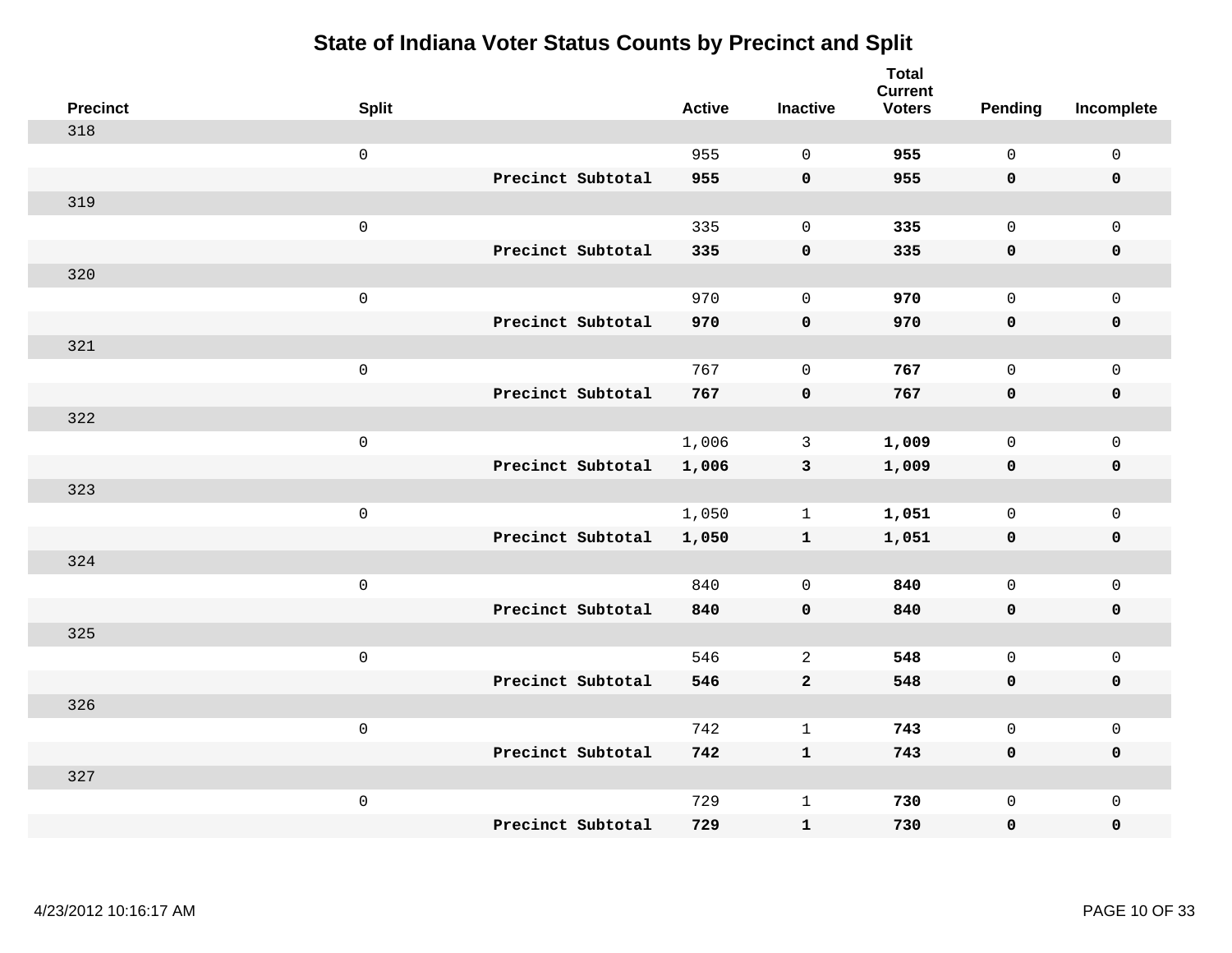# State of Indiana Voter Status Counts by Precinct and Split

| Precinct | Split | | Active | Inactive | Total Current Voters | Pending | Incomplete |
|---|---|---|---|---|---|---|---|
| 318 | | | | | | | |
| | 0 | | 955 | 0 | **955** | 0 | 0 |
| | | **Precinct Subtotal** | **955** | **0** | **955** | **0** | **0** |
| 319 | | | | | | | |
| | 0 | | 335 | 0 | **335** | 0 | 0 |
| | | **Precinct Subtotal** | **335** | **0** | **335** | **0** | **0** |
| 320 | | | | | | | |
| | 0 | | 970 | 0 | **970** | 0 | 0 |
| | | **Precinct Subtotal** | **970** | **0** | **970** | **0** | **0** |
| 321 | | | | | | | |
| | 0 | | 767 | 0 | **767** | 0 | 0 |
| | | **Precinct Subtotal** | **767** | **0** | **767** | **0** | **0** |
| 322 | | | | | | | |
| | 0 | | 1,006 | 3 | **1,009** | 0 | 0 |
| | | **Precinct Subtotal** | **1,006** | **3** | **1,009** | **0** | **0** |
| 323 | | | | | | | |
| | 0 | | 1,050 | 1 | **1,051** | 0 | 0 |
| | | **Precinct Subtotal** | **1,050** | **1** | **1,051** | **0** | **0** |
| 324 | | | | | | | |
| | 0 | | 840 | 0 | **840** | 0 | 0 |
| | | **Precinct Subtotal** | **840** | **0** | **840** | **0** | **0** |
| 325 | | | | | | | |
| | 0 | | 546 | 2 | **548** | 0 | 0 |
| | | **Precinct Subtotal** | **546** | **2** | **548** | **0** | **0** |
| 326 | | | | | | | |
| | 0 | | 742 | 1 | **743** | 0 | 0 |
| | | **Precinct Subtotal** | **742** | **1** | **743** | **0** | **0** |
| 327 | | | | | | | |
| | 0 | | 729 | 1 | **730** | 0 | 0 |
| | | **Precinct Subtotal** | **729** | **1** | **730** | **0** | **0** |

4/23/2012 10:16:17 AM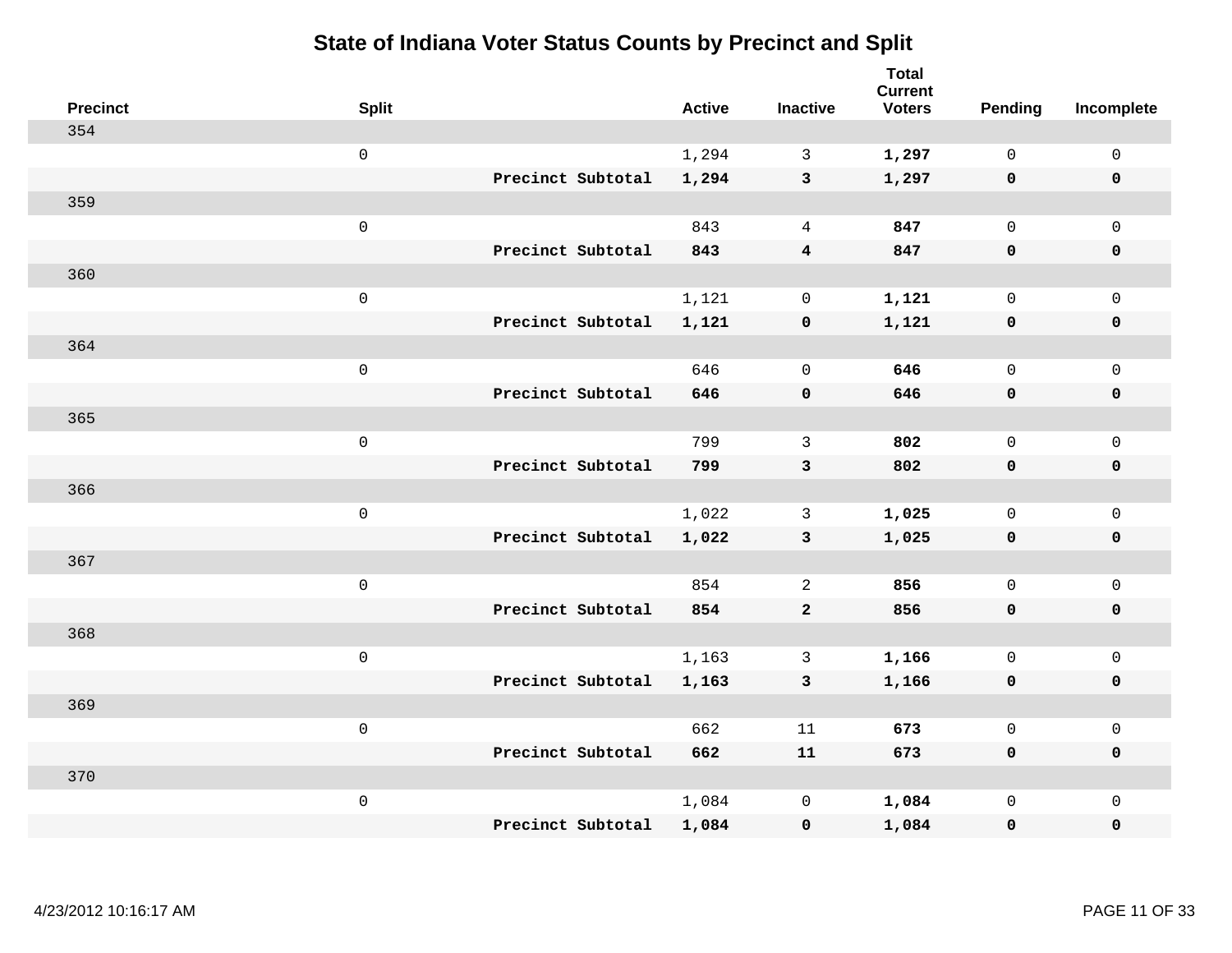# State of Indiana Voter Status Counts by Precinct and Split

| Precinct | Split | | Active | Inactive | Total Current Voters | Pending | Incomplete |
|---|---|---|---|---|---|---|---|
| 354 | | | | | | | |
| | 0 | | 1,294 | 3 | **1,297** | 0 | 0 |
| | | **Precinct Subtotal** | **1,294** | **3** | **1,297** | **0** | **0** |
| 359 | | | | | | | |
| | 0 | | 843 | 4 | **847** | 0 | 0 |
| | | **Precinct Subtotal** | **843** | **4** | **847** | **0** | **0** |
| 360 | | | | | | | |
| | 0 | | 1,121 | 0 | **1,121** | 0 | 0 |
| | | **Precinct Subtotal** | **1,121** | **0** | **1,121** | **0** | **0** |
| 364 | | | | | | | |
| | 0 | | 646 | 0 | **646** | 0 | 0 |
| | | **Precinct Subtotal** | **646** | **0** | **646** | **0** | **0** |
| 365 | | | | | | | |
| | 0 | | 799 | 3 | **802** | 0 | 0 |
| | | **Precinct Subtotal** | **799** | **3** | **802** | **0** | **0** |
| 366 | | | | | | | |
| | 0 | | 1,022 | 3 | **1,025** | 0 | 0 |
| | | **Precinct Subtotal** | **1,022** | **3** | **1,025** | **0** | **0** |
| 367 | | | | | | | |
| | 0 | | 854 | 2 | **856** | 0 | 0 |
| | | **Precinct Subtotal** | **854** | **2** | **856** | **0** | **0** |
| 368 | | | | | | | |
| | 0 | | 1,163 | 3 | **1,166** | 0 | 0 |
| | | **Precinct Subtotal** | **1,163** | **3** | **1,166** | **0** | **0** |
| 369 | | | | | | | |
| | 0 | | 662 | 11 | **673** | 0 | 0 |
| | | **Precinct Subtotal** | **662** | **11** | **673** | **0** | **0** |
| 370 | | | | | | | |
| | 0 | | 1,084 | 0 | **1,084** | 0 | 0 |
| | | **Precinct Subtotal** | **1,084** | **0** | **1,084** | **0** | **0** |

4/23/2012 10:16:17 AM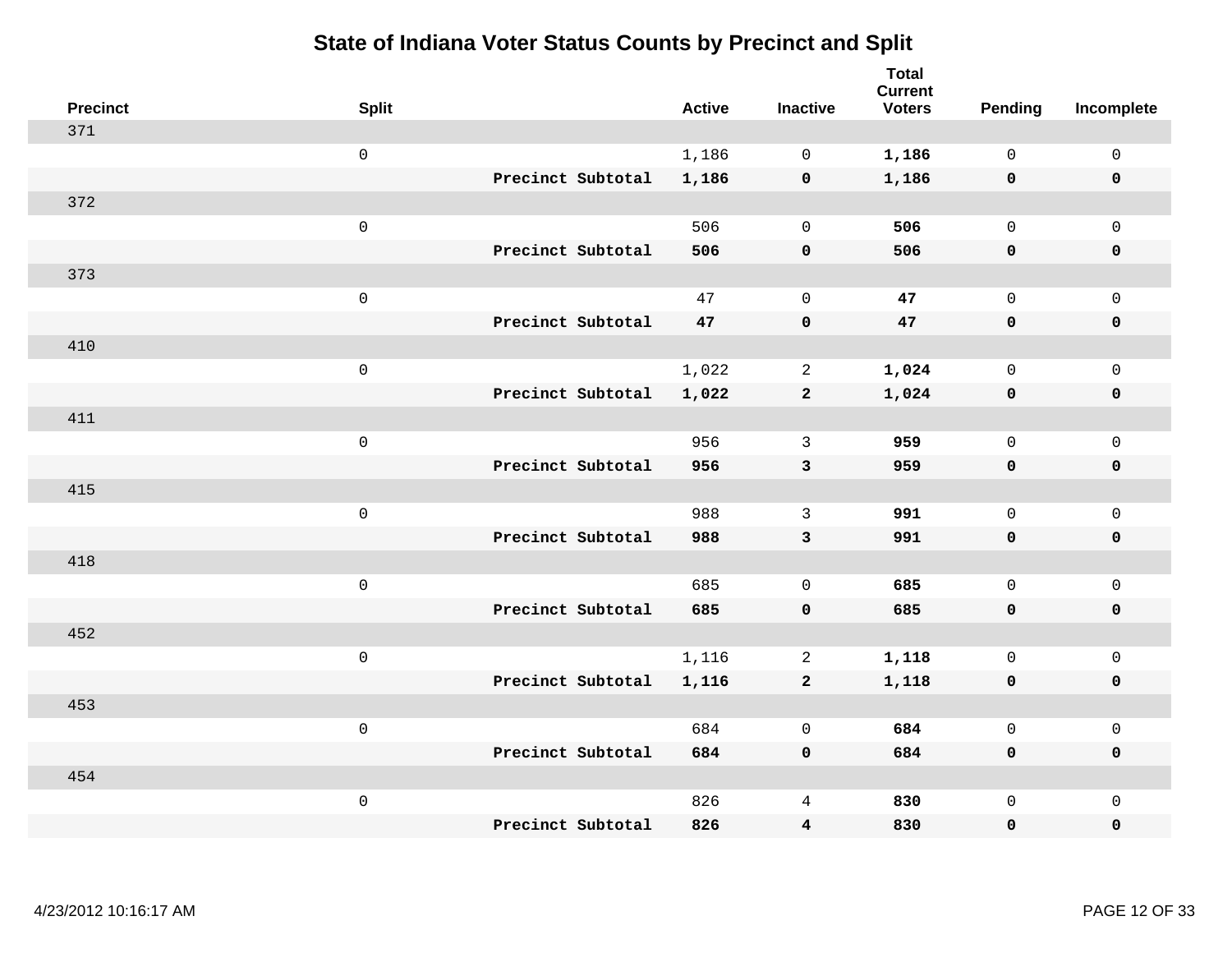# State of Indiana Voter Status Counts by Precinct and Split

| Precinct | Split | | Active | Inactive | Total Current Voters | Pending | Incomplete |
|---|---|---|---|---|---|---|---|
| 371 | | | | | | | |
| | 0 | | 1,186 | 0 | **1,186** | 0 | 0 |
| | | **Precinct Subtotal** | **1,186** | **0** | **1,186** | **0** | **0** |
| 372 | | | | | | | |
| | 0 | | 506 | 0 | **506** | 0 | 0 |
| | | **Precinct Subtotal** | **506** | **0** | **506** | **0** | **0** |
| 373 | | | | | | | |
| | 0 | | 47 | 0 | **47** | 0 | 0 |
| | | **Precinct Subtotal** | **47** | **0** | **47** | **0** | **0** |
| 410 | | | | | | | |
| | 0 | | 1,022 | 2 | **1,024** | 0 | 0 |
| | | **Precinct Subtotal** | **1,022** | **2** | **1,024** | **0** | **0** |
| 411 | | | | | | | |
| | 0 | | 956 | 3 | **959** | 0 | 0 |
| | | **Precinct Subtotal** | **956** | **3** | **959** | **0** | **0** |
| 415 | | | | | | | |
| | 0 | | 988 | 3 | **991** | 0 | 0 |
| | | **Precinct Subtotal** | **988** | **3** | **991** | **0** | **0** |
| 418 | | | | | | | |
| | 0 | | 685 | 0 | **685** | 0 | 0 |
| | | **Precinct Subtotal** | **685** | **0** | **685** | **0** | **0** |
| 452 | | | | | | | |
| | 0 | | 1,116 | 2 | **1,118** | 0 | 0 |
| | | **Precinct Subtotal** | **1,116** | **2** | **1,118** | **0** | **0** |
| 453 | | | | | | | |
| | 0 | | 684 | 0 | **684** | 0 | 0 |
| | | **Precinct Subtotal** | **684** | **0** | **684** | **0** | **0** |
| 454 | | | | | | | |
| | 0 | | 826 | 4 | **830** | 0 | 0 |
| | | **Precinct Subtotal** | **826** | **4** | **830** | **0** | **0** |

4/23/2012 10:16:17 AM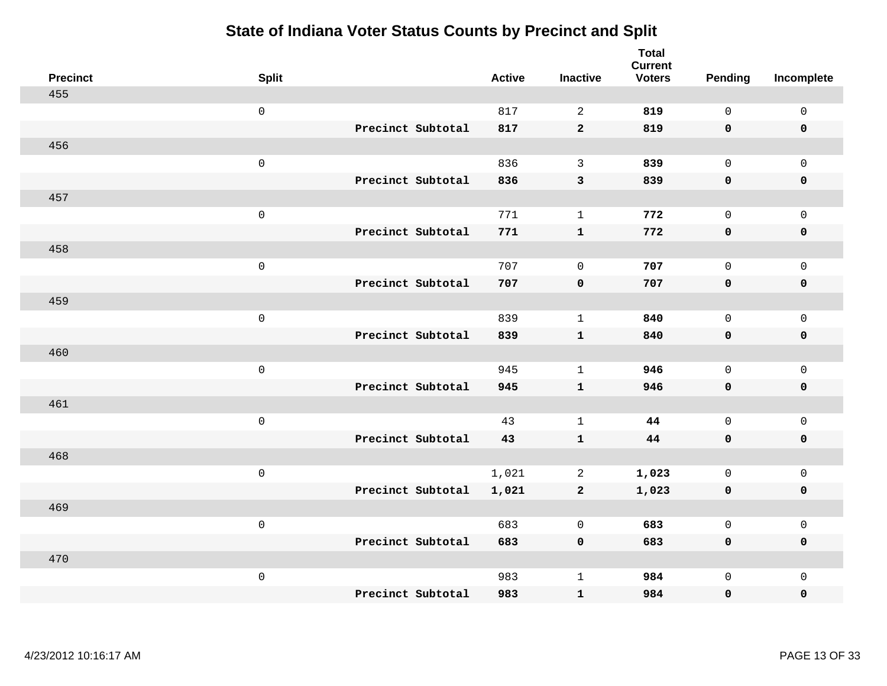# State of Indiana Voter Status Counts by Precinct and Split

| Precinct | Split | | Active | Inactive | Total Current Voters | Pending | Incomplete |
|---|---|---|---|---|---|---|---|
| 455 | | | | | | | |
| | 0 | | 817 | 2 | **819** | 0 | 0 |
| | | **Precinct Subtotal** | **817** | **2** | **819** | **0** | **0** |
| 456 | | | | | | | |
| | 0 | | 836 | 3 | **839** | 0 | 0 |
| | | **Precinct Subtotal** | **836** | **3** | **839** | **0** | **0** |
| 457 | | | | | | | |
| | 0 | | 771 | 1 | **772** | 0 | 0 |
| | | **Precinct Subtotal** | **771** | **1** | **772** | **0** | **0** |
| 458 | | | | | | | |
| | 0 | | 707 | 0 | **707** | 0 | 0 |
| | | **Precinct Subtotal** | **707** | **0** | **707** | **0** | **0** |
| 459 | | | | | | | |
| | 0 | | 839 | 1 | **840** | 0 | 0 |
| | | **Precinct Subtotal** | **839** | **1** | **840** | **0** | **0** |
| 460 | | | | | | | |
| | 0 | | 945 | 1 | **946** | 0 | 0 |
| | | **Precinct Subtotal** | **945** | **1** | **946** | **0** | **0** |
| 461 | | | | | | | |
| | 0 | | 43 | 1 | **44** | 0 | 0 |
| | | **Precinct Subtotal** | **43** | **1** | **44** | **0** | **0** |
| 468 | | | | | | | |
| | 0 | | 1,021 | 2 | **1,023** | 0 | 0 |
| | | **Precinct Subtotal** | **1,021** | **2** | **1,023** | **0** | **0** |
| 469 | | | | | | | |
| | 0 | | 683 | 0 | **683** | 0 | 0 |
| | | **Precinct Subtotal** | **683** | **0** | **683** | **0** | **0** |
| 470 | | | | | | | |
| | 0 | | 983 | 1 | **984** | 0 | 0 |
| | | **Precinct Subtotal** | **983** | **1** | **984** | **0** | **0** |

4/23/2012 10:16:17 AM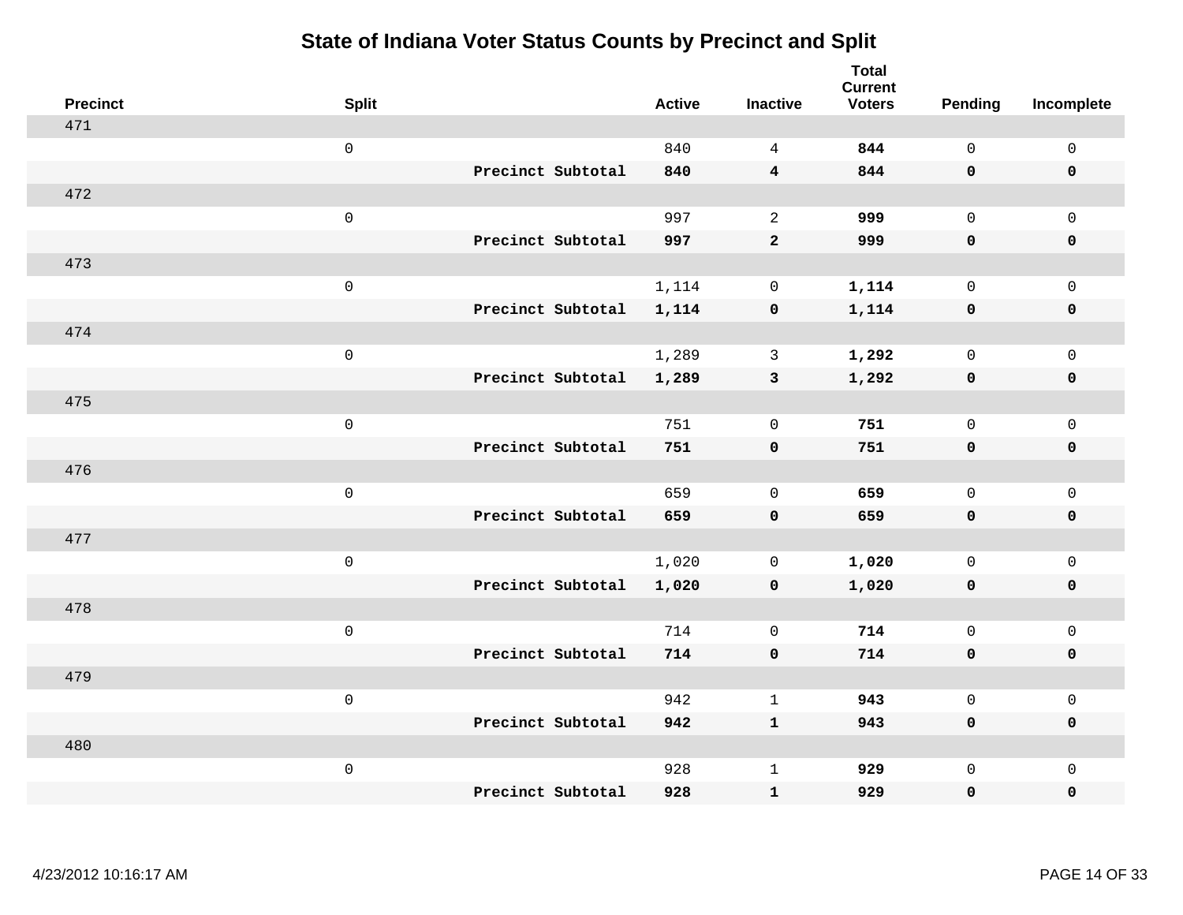# State of Indiana Voter Status Counts by Precinct and Split

| Precinct | Split | | Active | Inactive | Total Current Voters | Pending | Incomplete |
|---|---|---|---|---|---|---|---|
| 471 | | | | | | | |
| | 0 | | 840 | 4 | **844** | 0 | 0 |
| | | **Precinct Subtotal** | **840** | **4** | **844** | **0** | **0** |
| 472 | | | | | | | |
| | 0 | | 997 | 2 | **999** | 0 | 0 |
| | | **Precinct Subtotal** | **997** | **2** | **999** | **0** | **0** |
| 473 | | | | | | | |
| | 0 | | 1,114 | 0 | **1,114** | 0 | 0 |
| | | **Precinct Subtotal** | **1,114** | **0** | **1,114** | **0** | **0** |
| 474 | | | | | | | |
| | 0 | | 1,289 | 3 | **1,292** | 0 | 0 |
| | | **Precinct Subtotal** | **1,289** | **3** | **1,292** | **0** | **0** |
| 475 | | | | | | | |
| | 0 | | 751 | 0 | **751** | 0 | 0 |
| | | **Precinct Subtotal** | **751** | **0** | **751** | **0** | **0** |
| 476 | | | | | | | |
| | 0 | | 659 | 0 | **659** | 0 | 0 |
| | | **Precinct Subtotal** | **659** | **0** | **659** | **0** | **0** |
| 477 | | | | | | | |
| | 0 | | 1,020 | 0 | **1,020** | 0 | 0 |
| | | **Precinct Subtotal** | **1,020** | **0** | **1,020** | **0** | **0** |
| 478 | | | | | | | |
| | 0 | | 714 | 0 | **714** | 0 | 0 |
| | | **Precinct Subtotal** | **714** | **0** | **714** | **0** | **0** |
| 479 | | | | | | | |
| | 0 | | 942 | 1 | **943** | 0 | 0 |
| | | **Precinct Subtotal** | **942** | **1** | **943** | **0** | **0** |
| 480 | | | | | | | |
| | 0 | | 928 | 1 | **929** | 0 | 0 |
| | | **Precinct Subtotal** | **928** | **1** | **929** | **0** | **0** |

4/23/2012 10:16:17 AM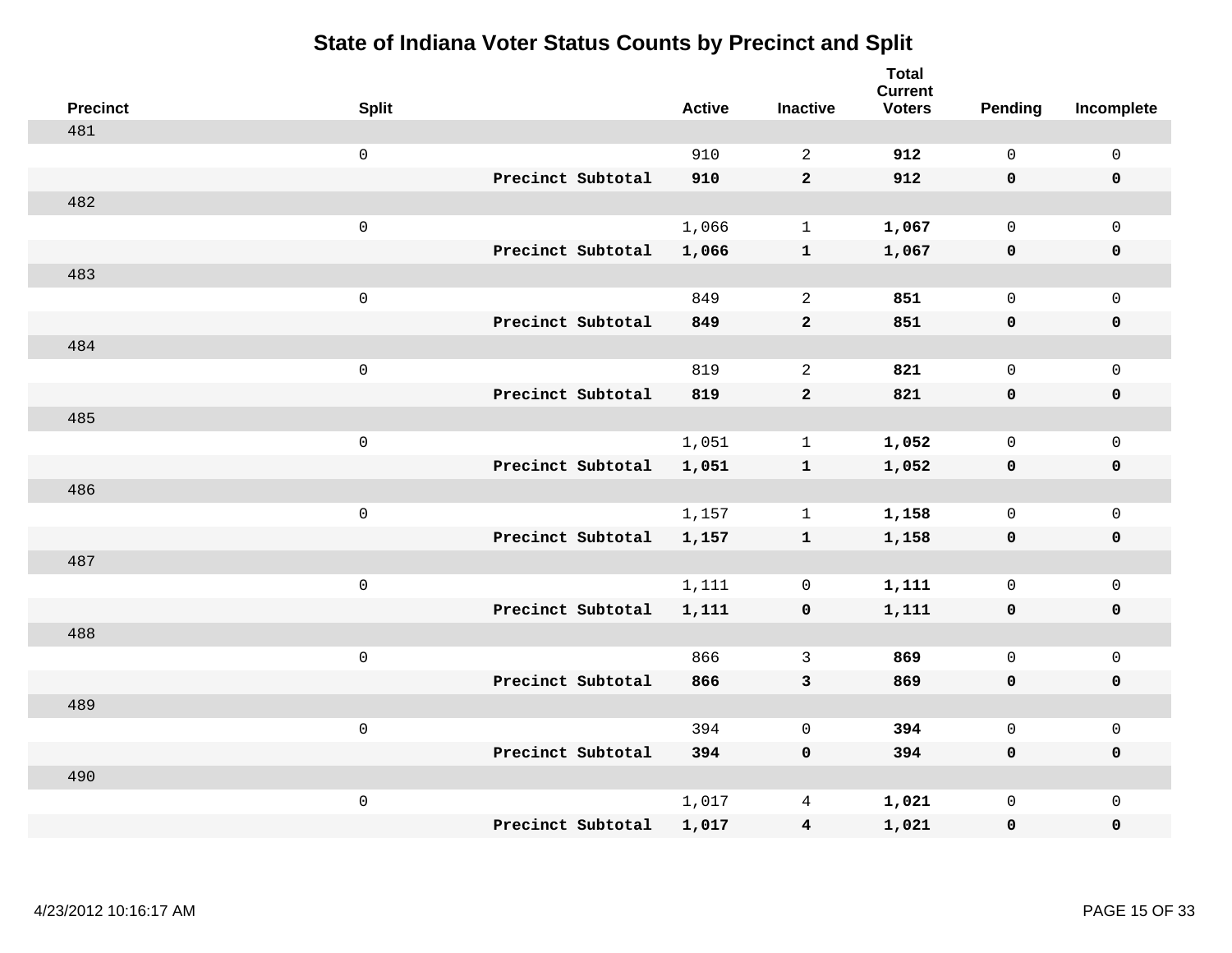# State of Indiana Voter Status Counts by Precinct and Split

| Precinct | Split | | Active | Inactive | Total Current Voters | Pending | Incomplete |
|---|---|---|---|---|---|---|---|
| 481 | | | | | | | |
| | 0 | | 910 | 2 | **912** | 0 | 0 |
| | | **Precinct Subtotal** | **910** | **2** | **912** | **0** | **0** |
| 482 | | | | | | | |
| | 0 | | 1,066 | 1 | **1,067** | 0 | 0 |
| | | **Precinct Subtotal** | **1,066** | **1** | **1,067** | **0** | **0** |
| 483 | | | | | | | |
| | 0 | | 849 | 2 | **851** | 0 | 0 |
| | | **Precinct Subtotal** | **849** | **2** | **851** | **0** | **0** |
| 484 | | | | | | | |
| | 0 | | 819 | 2 | **821** | 0 | 0 |
| | | **Precinct Subtotal** | **819** | **2** | **821** | **0** | **0** |
| 485 | | | | | | | |
| | 0 | | 1,051 | 1 | **1,052** | 0 | 0 |
| | | **Precinct Subtotal** | **1,051** | **1** | **1,052** | **0** | **0** |
| 486 | | | | | | | |
| | 0 | | 1,157 | 1 | **1,158** | 0 | 0 |
| | | **Precinct Subtotal** | **1,157** | **1** | **1,158** | **0** | **0** |
| 487 | | | | | | | |
| | 0 | | 1,111 | 0 | **1,111** | 0 | 0 |
| | | **Precinct Subtotal** | **1,111** | **0** | **1,111** | **0** | **0** |
| 488 | | | | | | | |
| | 0 | | 866 | 3 | **869** | 0 | 0 |
| | | **Precinct Subtotal** | **866** | **3** | **869** | **0** | **0** |
| 489 | | | | | | | |
| | 0 | | 394 | 0 | **394** | 0 | 0 |
| | | **Precinct Subtotal** | **394** | **0** | **394** | **0** | **0** |
| 490 | | | | | | | |
| | 0 | | 1,017 | 4 | **1,021** | 0 | 0 |
| | | **Precinct Subtotal** | **1,017** | **4** | **1,021** | **0** | **0** |

4/23/2012 10:16:17 AM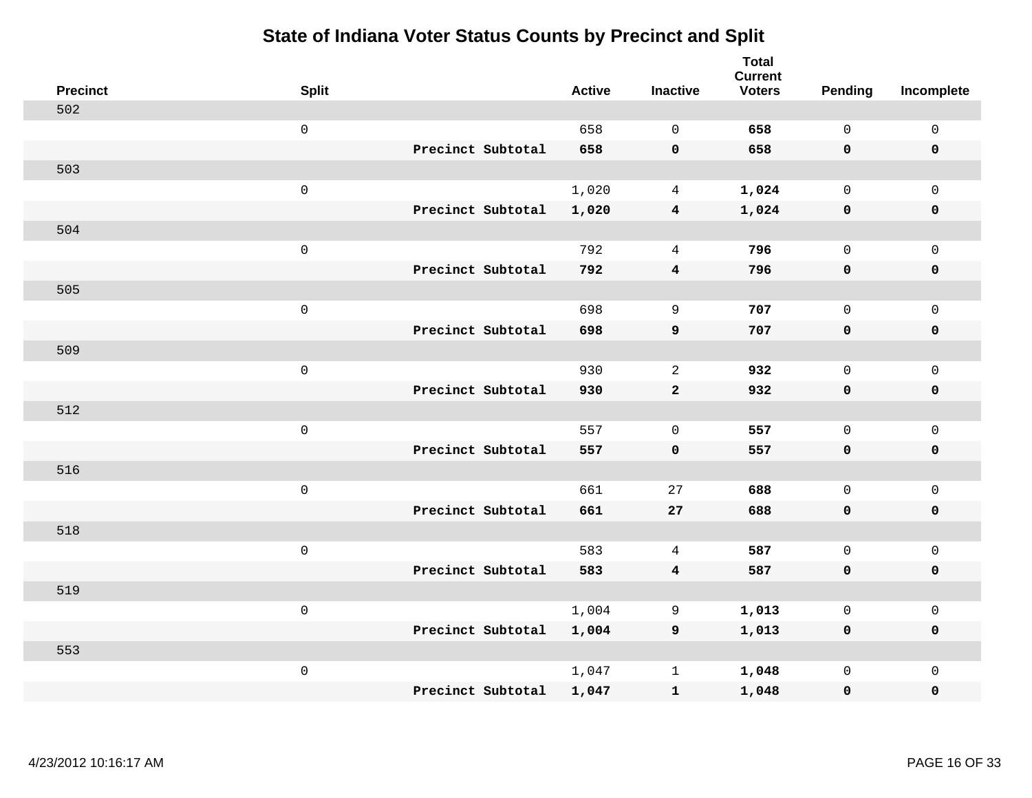# State of Indiana Voter Status Counts by Precinct and Split

| Precinct | Split | | Active | Inactive | Total Current Voters | Pending | Incomplete |
|---|---|---|---|---|---|---|---|
| 502 | | | | | | | |
| | 0 | | 658 | 0 | **658** | 0 | 0 |
| | | **Precinct Subtotal** | **658** | **0** | **658** | **0** | **0** |
| 503 | | | | | | | |
| | 0 | | 1,020 | 4 | **1,024** | 0 | 0 |
| | | **Precinct Subtotal** | **1,020** | **4** | **1,024** | **0** | **0** |
| 504 | | | | | | | |
| | 0 | | 792 | 4 | **796** | 0 | 0 |
| | | **Precinct Subtotal** | **792** | **4** | **796** | **0** | **0** |
| 505 | | | | | | | |
| | 0 | | 698 | 9 | **707** | 0 | 0 |
| | | **Precinct Subtotal** | **698** | **9** | **707** | **0** | **0** |
| 509 | | | | | | | |
| | 0 | | 930 | 2 | **932** | 0 | 0 |
| | | **Precinct Subtotal** | **930** | **2** | **932** | **0** | **0** |
| 512 | | | | | | | |
| | 0 | | 557 | 0 | **557** | 0 | 0 |
| | | **Precinct Subtotal** | **557** | **0** | **557** | **0** | **0** |
| 516 | | | | | | | |
| | 0 | | 661 | 27 | **688** | 0 | 0 |
| | | **Precinct Subtotal** | **661** | **27** | **688** | **0** | **0** |
| 518 | | | | | | | |
| | 0 | | 583 | 4 | **587** | 0 | 0 |
| | | **Precinct Subtotal** | **583** | **4** | **587** | **0** | **0** |
| 519 | | | | | | | |
| | 0 | | 1,004 | 9 | **1,013** | 0 | 0 |
| | | **Precinct Subtotal** | **1,004** | **9** | **1,013** | **0** | **0** |
| 553 | | | | | | | |
| | 0 | | 1,047 | 1 | **1,048** | 0 | 0 |
| | | **Precinct Subtotal** | **1,047** | **1** | **1,048** | **0** | **0** |

4/23/2012 10:16:17 AM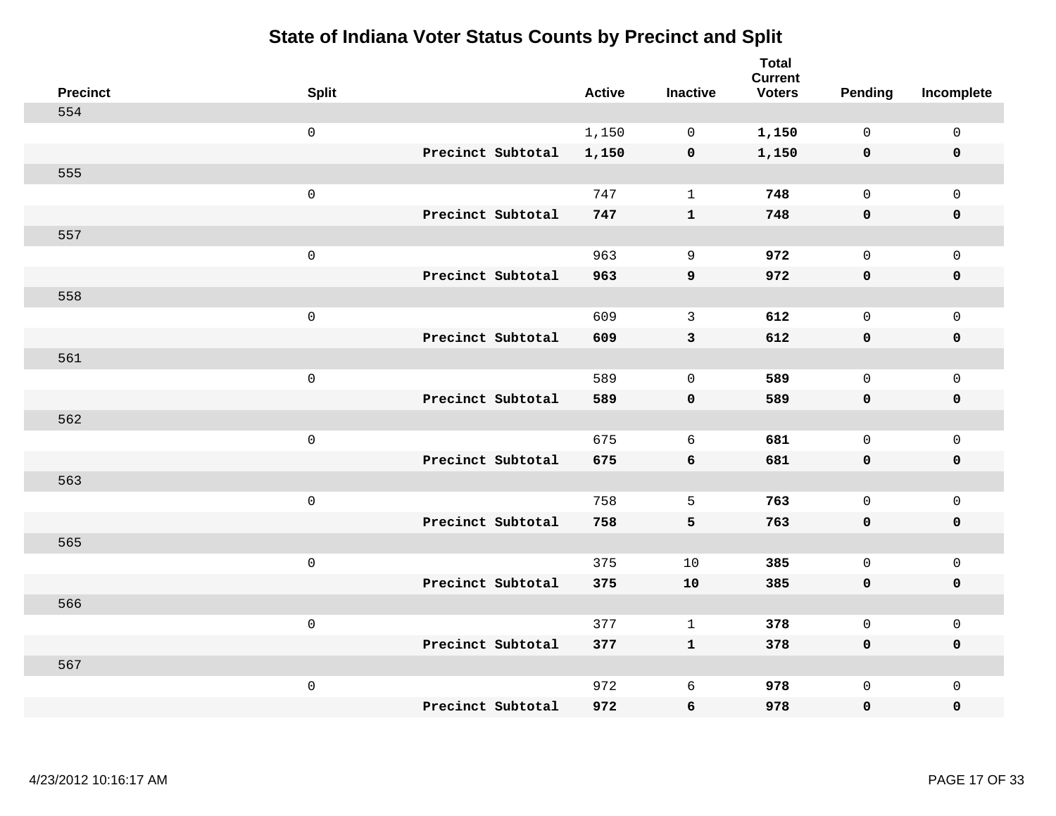# State of Indiana Voter Status Counts by Precinct and Split

| Precinct | Split | | Active | Inactive | Total Current Voters | Pending | Incomplete |
|---|---|---|---|---|---|---|---|
| 554 | | | | | | | |
| | 0 | | 1,150 | 0 | **1,150** | 0 | 0 |
| | | **Precinct Subtotal** | **1,150** | **0** | **1,150** | **0** | **0** |
| 555 | | | | | | | |
| | 0 | | 747 | 1 | **748** | 0 | 0 |
| | | **Precinct Subtotal** | **747** | **1** | **748** | **0** | **0** |
| 557 | | | | | | | |
| | 0 | | 963 | 9 | **972** | 0 | 0 |
| | | **Precinct Subtotal** | **963** | **9** | **972** | **0** | **0** |
| 558 | | | | | | | |
| | 0 | | 609 | 3 | **612** | 0 | 0 |
| | | **Precinct Subtotal** | **609** | **3** | **612** | **0** | **0** |
| 561 | | | | | | | |
| | 0 | | 589 | 0 | **589** | 0 | 0 |
| | | **Precinct Subtotal** | **589** | **0** | **589** | **0** | **0** |
| 562 | | | | | | | |
| | 0 | | 675 | 6 | **681** | 0 | 0 |
| | | **Precinct Subtotal** | **675** | **6** | **681** | **0** | **0** |
| 563 | | | | | | | |
| | 0 | | 758 | 5 | **763** | 0 | 0 |
| | | **Precinct Subtotal** | **758** | **5** | **763** | **0** | **0** |
| 565 | | | | | | | |
| | 0 | | 375 | 10 | **385** | 0 | 0 |
| | | **Precinct Subtotal** | **375** | **10** | **385** | **0** | **0** |
| 566 | | | | | | | |
| | 0 | | 377 | 1 | **378** | 0 | 0 |
| | | **Precinct Subtotal** | **377** | **1** | **378** | **0** | **0** |
| 567 | | | | | | | |
| | 0 | | 972 | 6 | **978** | 0 | 0 |
| | | **Precinct Subtotal** | **972** | **6** | **978** | **0** | **0** |

4/23/2012 10:16:17 AM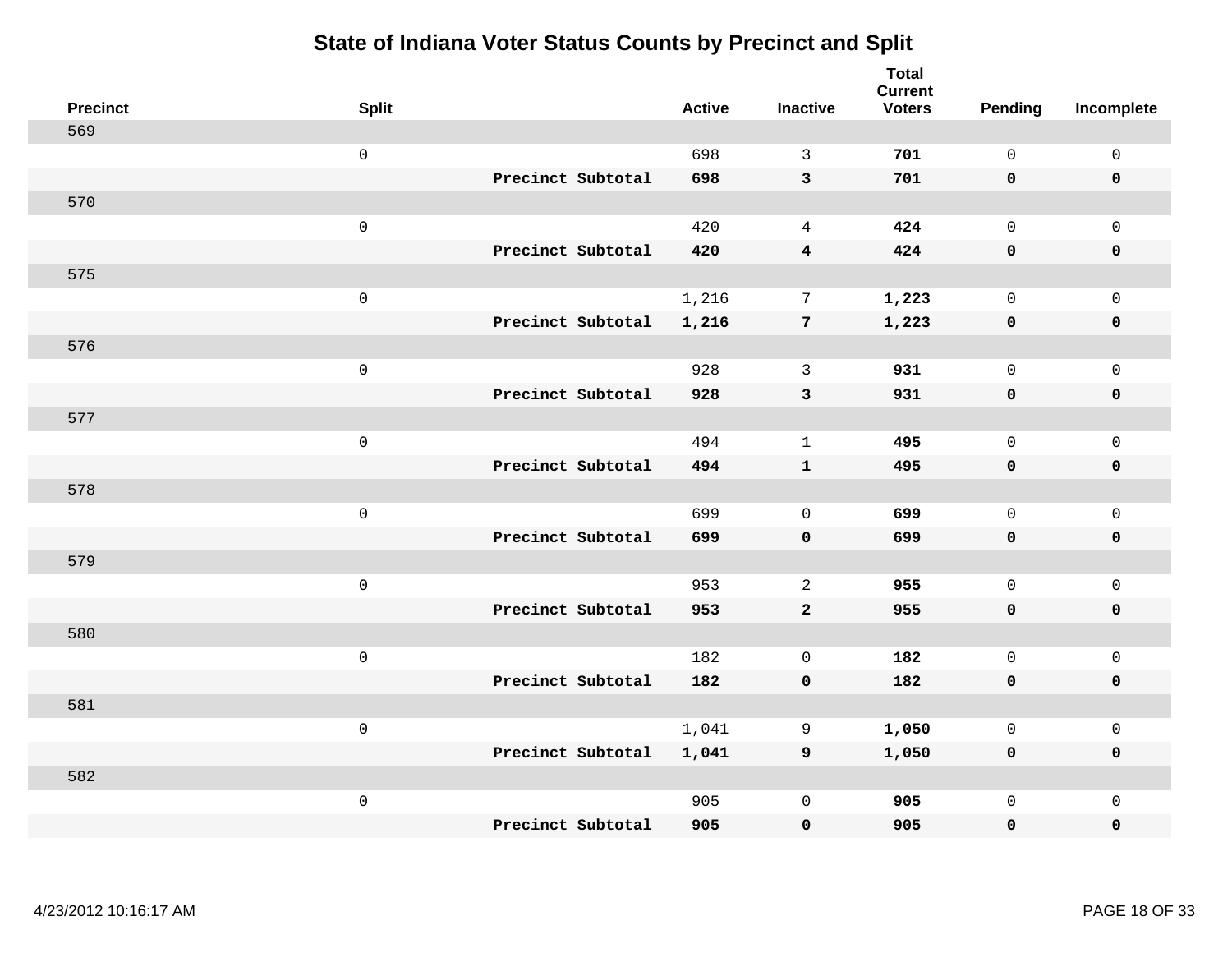# State of Indiana Voter Status Counts by Precinct and Split

| Precinct | Split | | Active | Inactive | Total Current Voters | Pending | Incomplete |
|---|---|---|---|---|---|---|---|
| 569 | | | | | | | |
| | 0 | | 698 | 3 | **701** | 0 | 0 |
| | | **Precinct Subtotal** | **698** | **3** | **701** | **0** | **0** |
| 570 | | | | | | | |
| | 0 | | 420 | 4 | **424** | 0 | 0 |
| | | **Precinct Subtotal** | **420** | **4** | **424** | **0** | **0** |
| 575 | | | | | | | |
| | 0 | | 1,216 | 7 | **1,223** | 0 | 0 |
| | | **Precinct Subtotal** | **1,216** | **7** | **1,223** | **0** | **0** |
| 576 | | | | | | | |
| | 0 | | 928 | 3 | **931** | 0 | 0 |
| | | **Precinct Subtotal** | **928** | **3** | **931** | **0** | **0** |
| 577 | | | | | | | |
| | 0 | | 494 | 1 | **495** | 0 | 0 |
| | | **Precinct Subtotal** | **494** | **1** | **495** | **0** | **0** |
| 578 | | | | | | | |
| | 0 | | 699 | 0 | **699** | 0 | 0 |
| | | **Precinct Subtotal** | **699** | **0** | **699** | **0** | **0** |
| 579 | | | | | | | |
| | 0 | | 953 | 2 | **955** | 0 | 0 |
| | | **Precinct Subtotal** | **953** | **2** | **955** | **0** | **0** |
| 580 | | | | | | | |
| | 0 | | 182 | 0 | **182** | 0 | 0 |
| | | **Precinct Subtotal** | **182** | **0** | **182** | **0** | **0** |
| 581 | | | | | | | |
| | 0 | | 1,041 | 9 | **1,050** | 0 | 0 |
| | | **Precinct Subtotal** | **1,041** | **9** | **1,050** | **0** | **0** |
| 582 | | | | | | | |
| | 0 | | 905 | 0 | **905** | 0 | 0 |
| | | **Precinct Subtotal** | **905** | **0** | **905** | **0** | **0** |

4/23/2012 10:16:17 AM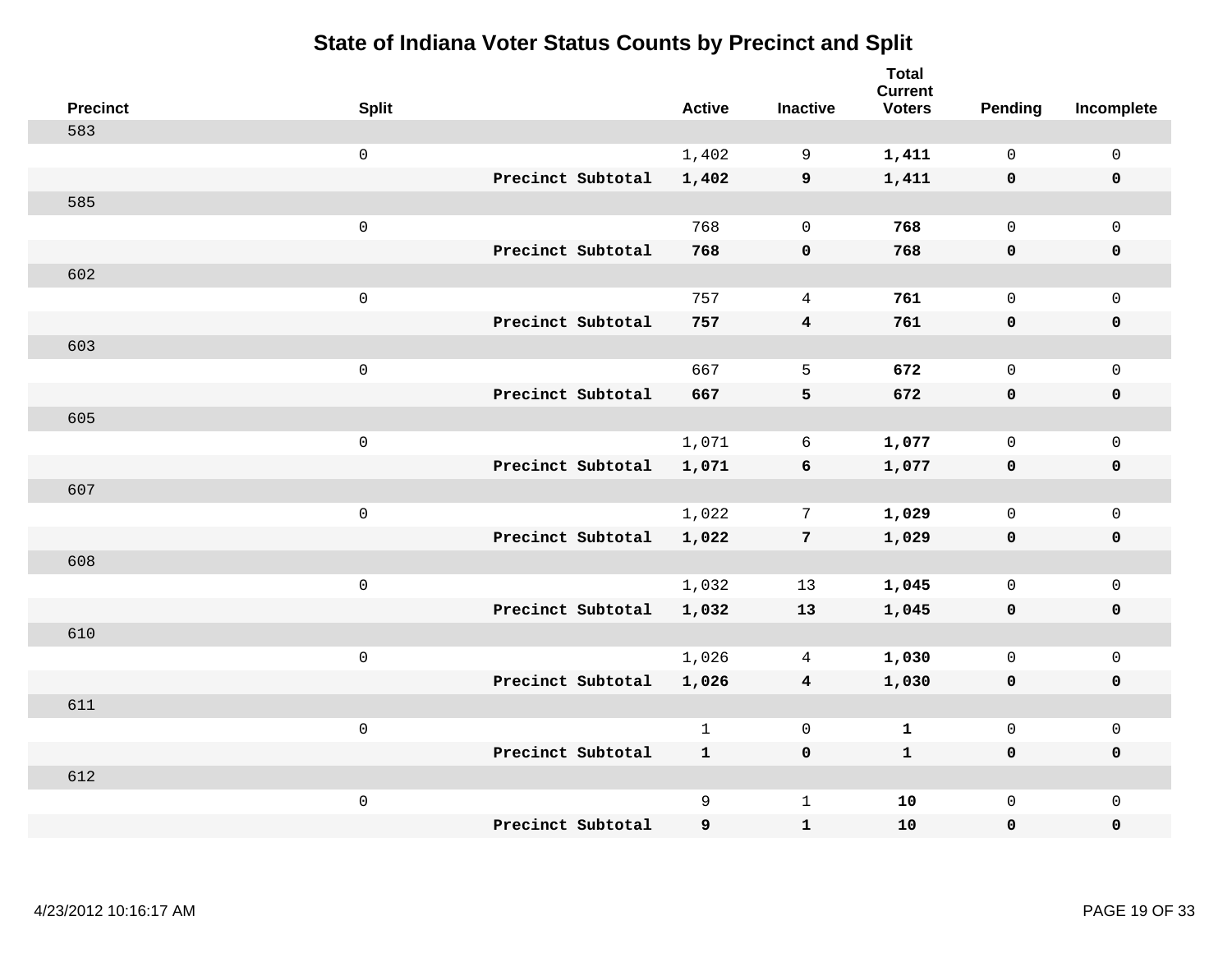# State of Indiana Voter Status Counts by Precinct and Split

| Precinct | Split | | Active | Inactive | Total Current Voters | Pending | Incomplete |
|---|---|---|---|---|---|---|---|
| 583 | | | | | | | |
| | 0 | | 1,402 | 9 | **1,411** | 0 | 0 |
| | | **Precinct Subtotal** | **1,402** | **9** | **1,411** | **0** | **0** |
| 585 | | | | | | | |
| | 0 | | 768 | 0 | **768** | 0 | 0 |
| | | **Precinct Subtotal** | **768** | **0** | **768** | **0** | **0** |
| 602 | | | | | | | |
| | 0 | | 757 | 4 | **761** | 0 | 0 |
| | | **Precinct Subtotal** | **757** | **4** | **761** | **0** | **0** |
| 603 | | | | | | | |
| | 0 | | 667 | 5 | **672** | 0 | 0 |
| | | **Precinct Subtotal** | **667** | **5** | **672** | **0** | **0** |
| 605 | | | | | | | |
| | 0 | | 1,071 | 6 | **1,077** | 0 | 0 |
| | | **Precinct Subtotal** | **1,071** | **6** | **1,077** | **0** | **0** |
| 607 | | | | | | | |
| | 0 | | 1,022 | 7 | **1,029** | 0 | 0 |
| | | **Precinct Subtotal** | **1,022** | **7** | **1,029** | **0** | **0** |
| 608 | | | | | | | |
| | 0 | | 1,032 | 13 | **1,045** | 0 | 0 |
| | | **Precinct Subtotal** | **1,032** | **13** | **1,045** | **0** | **0** |
| 610 | | | | | | | |
| | 0 | | 1,026 | 4 | **1,030** | 0 | 0 |
| | | **Precinct Subtotal** | **1,026** | **4** | **1,030** | **0** | **0** |
| 611 | | | | | | | |
| | 0 | | 1 | 0 | **1** | 0 | 0 |
| | | **Precinct Subtotal** | **1** | **0** | **1** | **0** | **0** |
| 612 | | | | | | | |
| | 0 | | 9 | 1 | **10** | 0 | 0 |
| | | **Precinct Subtotal** | **9** | **1** | **10** | **0** | **0** |

4/23/2012 10:16:17 AM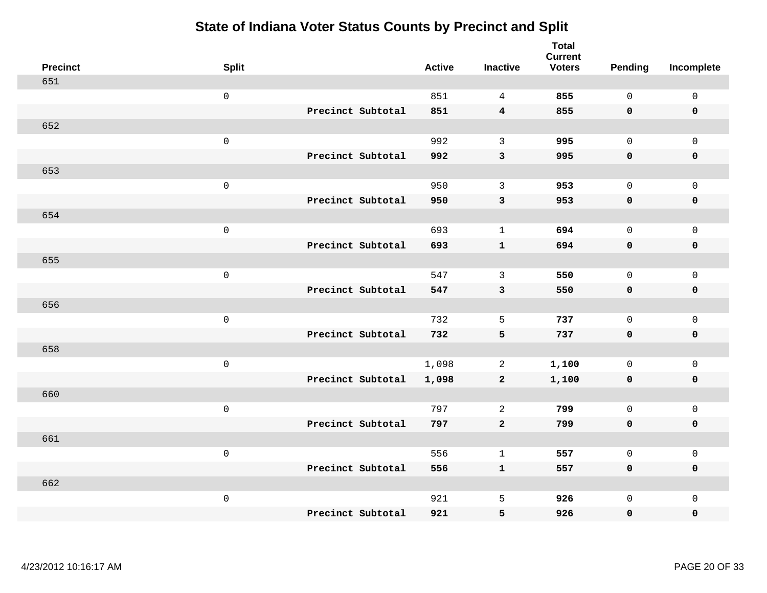# State of Indiana Voter Status Counts by Precinct and Split

| Precinct | Split | | Active | Inactive | Total Current Voters | Pending | Incomplete |
|---|---|---|---|---|---|---|---|
| 651 | | | | | | | |
| | 0 | | 851 | 4 | **855** | 0 | 0 |
| | | **Precinct Subtotal** | **851** | **4** | **855** | **0** | **0** |
| 652 | | | | | | | |
| | 0 | | 992 | 3 | **995** | 0 | 0 |
| | | **Precinct Subtotal** | **992** | **3** | **995** | **0** | **0** |
| 653 | | | | | | | |
| | 0 | | 950 | 3 | **953** | 0 | 0 |
| | | **Precinct Subtotal** | **950** | **3** | **953** | **0** | **0** |
| 654 | | | | | | | |
| | 0 | | 693 | 1 | **694** | 0 | 0 |
| | | **Precinct Subtotal** | **693** | **1** | **694** | **0** | **0** |
| 655 | | | | | | | |
| | 0 | | 547 | 3 | **550** | 0 | 0 |
| | | **Precinct Subtotal** | **547** | **3** | **550** | **0** | **0** |
| 656 | | | | | | | |
| | 0 | | 732 | 5 | **737** | 0 | 0 |
| | | **Precinct Subtotal** | **732** | **5** | **737** | **0** | **0** |
| 658 | | | | | | | |
| | 0 | | 1,098 | 2 | **1,100** | 0 | 0 |
| | | **Precinct Subtotal** | **1,098** | **2** | **1,100** | **0** | **0** |
| 660 | | | | | | | |
| | 0 | | 797 | 2 | **799** | 0 | 0 |
| | | **Precinct Subtotal** | **797** | **2** | **799** | **0** | **0** |
| 661 | | | | | | | |
| | 0 | | 556 | 1 | **557** | 0 | 0 |
| | | **Precinct Subtotal** | **556** | **1** | **557** | **0** | **0** |
| 662 | | | | | | | |
| | 0 | | 921 | 5 | **926** | 0 | 0 |
| | | **Precinct Subtotal** | **921** | **5** | **926** | **0** | **0** |

4/23/2012 10:16:17 AM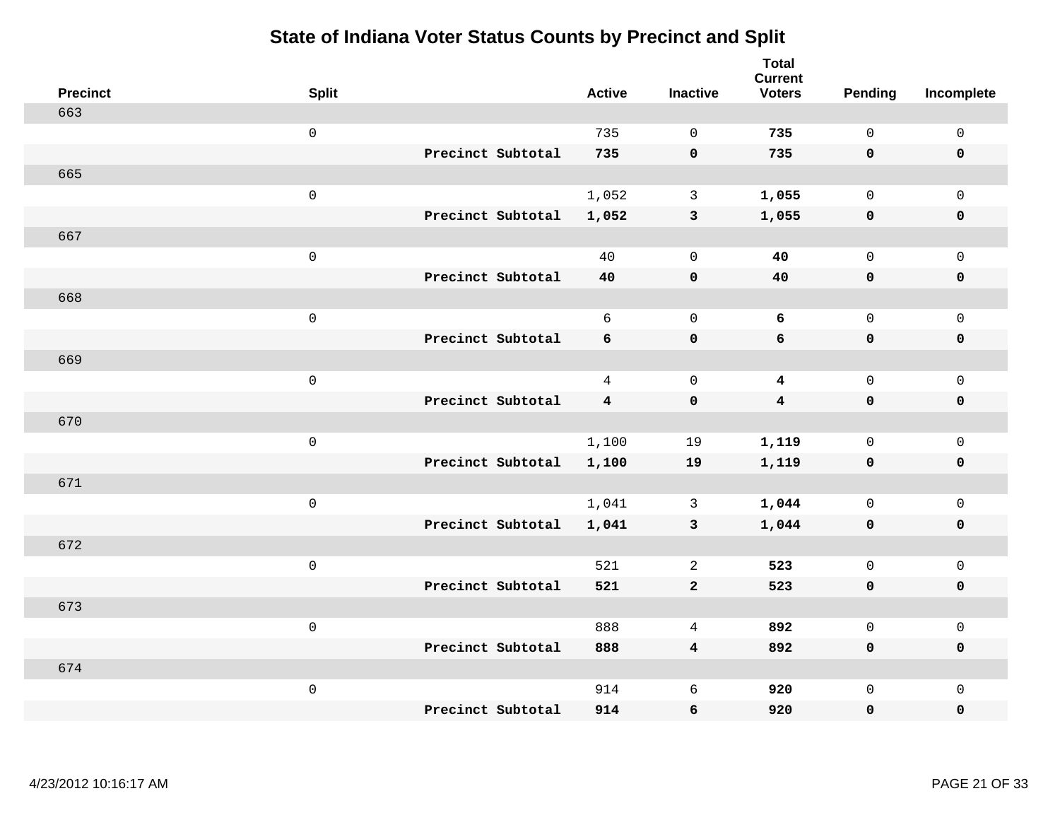# State of Indiana Voter Status Counts by Precinct and Split

| Precinct | Split | | Active | Inactive | Total Current Voters | Pending | Incomplete |
|---|---|---|---|---|---|---|---|
| 663 | | | | | | | |
| | 0 | | 735 | 0 | **735** | 0 | 0 |
| | | **Precinct Subtotal** | **735** | **0** | **735** | **0** | **0** |
| 665 | | | | | | | |
| | 0 | | 1,052 | 3 | **1,055** | 0 | 0 |
| | | **Precinct Subtotal** | **1,052** | **3** | **1,055** | **0** | **0** |
| 667 | | | | | | | |
| | 0 | | 40 | 0 | **40** | 0 | 0 |
| | | **Precinct Subtotal** | **40** | **0** | **40** | **0** | **0** |
| 668 | | | | | | | |
| | 0 | | 6 | 0 | **6** | 0 | 0 |
| | | **Precinct Subtotal** | **6** | **0** | **6** | **0** | **0** |
| 669 | | | | | | | |
| | 0 | | 4 | 0 | **4** | 0 | 0 |
| | | **Precinct Subtotal** | **4** | **0** | **4** | **0** | **0** |
| 670 | | | | | | | |
| | 0 | | 1,100 | 19 | **1,119** | 0 | 0 |
| | | **Precinct Subtotal** | **1,100** | **19** | **1,119** | **0** | **0** |
| 671 | | | | | | | |
| | 0 | | 1,041 | 3 | **1,044** | 0 | 0 |
| | | **Precinct Subtotal** | **1,041** | **3** | **1,044** | **0** | **0** |
| 672 | | | | | | | |
| | 0 | | 521 | 2 | **523** | 0 | 0 |
| | | **Precinct Subtotal** | **521** | **2** | **523** | **0** | **0** |
| 673 | | | | | | | |
| | 0 | | 888 | 4 | **892** | 0 | 0 |
| | | **Precinct Subtotal** | **888** | **4** | **892** | **0** | **0** |
| 674 | | | | | | | |
| | 0 | | 914 | 6 | **920** | 0 | 0 |
| | | **Precinct Subtotal** | **914** | **6** | **920** | **0** | **0** |

4/23/2012 10:16:17 AM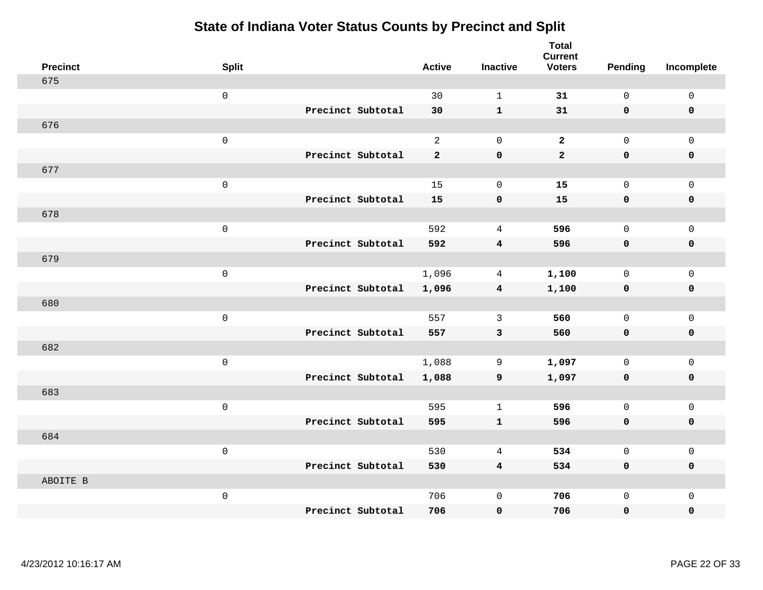# State of Indiana Voter Status Counts by Precinct and Split

| Precinct | Split | | Active | Inactive | Total Current Voters | Pending | Incomplete |
|---|---|---|---|---|---|---|---|
| 675 | | | | | | | |
| | 0 | | 30 | 1 | **31** | 0 | 0 |
| | | **Precinct Subtotal** | **30** | **1** | **31** | **0** | **0** |
| 676 | | | | | | | |
| | 0 | | 2 | 0 | **2** | 0 | 0 |
| | | **Precinct Subtotal** | **2** | **0** | **2** | **0** | **0** |
| 677 | | | | | | | |
| | 0 | | 15 | 0 | **15** | 0 | 0 |
| | | **Precinct Subtotal** | **15** | **0** | **15** | **0** | **0** |
| 678 | | | | | | | |
| | 0 | | 592 | 4 | **596** | 0 | 0 |
| | | **Precinct Subtotal** | **592** | **4** | **596** | **0** | **0** |
| 679 | | | | | | | |
| | 0 | | 1,096 | 4 | **1,100** | 0 | 0 |
| | | **Precinct Subtotal** | **1,096** | **4** | **1,100** | **0** | **0** |
| 680 | | | | | | | |
| | 0 | | 557 | 3 | **560** | 0 | 0 |
| | | **Precinct Subtotal** | **557** | **3** | **560** | **0** | **0** |
| 682 | | | | | | | |
| | 0 | | 1,088 | 9 | **1,097** | 0 | 0 |
| | | **Precinct Subtotal** | **1,088** | **9** | **1,097** | **0** | **0** |
| 683 | | | | | | | |
| | 0 | | 595 | 1 | **596** | 0 | 0 |
| | | **Precinct Subtotal** | **595** | **1** | **596** | **0** | **0** |
| 684 | | | | | | | |
| | 0 | | 530 | 4 | **534** | 0 | 0 |
| | | **Precinct Subtotal** | **530** | **4** | **534** | **0** | **0** |
| ABOITE B | | | | | | | |
| | 0 | | 706 | 0 | **706** | 0 | 0 |
| | | **Precinct Subtotal** | **706** | **0** | **706** | **0** | **0** |

4/23/2012 10:16:17 AM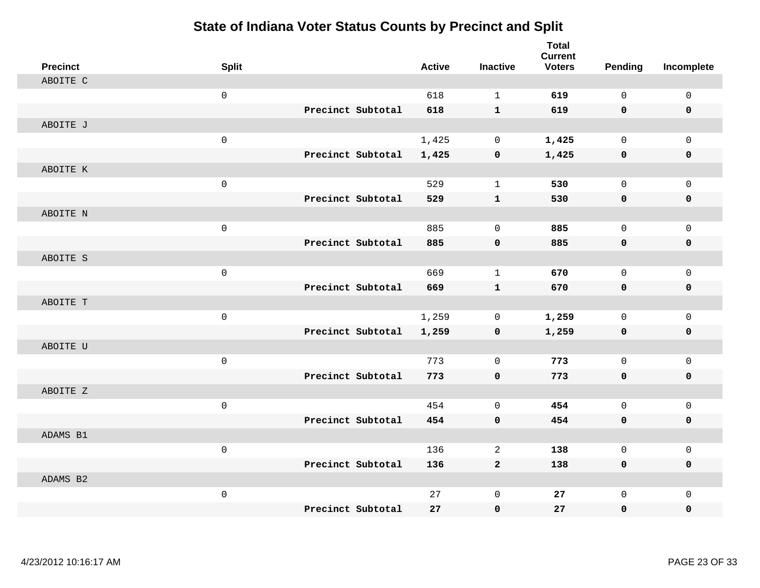# State of Indiana Voter Status Counts by Precinct and Split

| Precinct | Split | | Active | Inactive | Total Current Voters | Pending | Incomplete |
|---|---|---|---|---|---|---|---|
| ABOITE C | | | | | | | |
| | 0 | | 618 | 1 | **619** | 0 | 0 |
| | | **Precinct Subtotal** | **618** | **1** | **619** | **0** | **0** |
| ABOITE J | | | | | | | |
| | 0 | | 1,425 | 0 | **1,425** | 0 | 0 |
| | | **Precinct Subtotal** | **1,425** | **0** | **1,425** | **0** | **0** |
| ABOITE K | | | | | | | |
| | 0 | | 529 | 1 | **530** | 0 | 0 |
| | | **Precinct Subtotal** | **529** | **1** | **530** | **0** | **0** |
| ABOITE N | | | | | | | |
| | 0 | | 885 | 0 | **885** | 0 | 0 |
| | | **Precinct Subtotal** | **885** | **0** | **885** | **0** | **0** |
| ABOITE S | | | | | | | |
| | 0 | | 669 | 1 | **670** | 0 | 0 |
| | | **Precinct Subtotal** | **669** | **1** | **670** | **0** | **0** |
| ABOITE T | | | | | | | |
| | 0 | | 1,259 | 0 | **1,259** | 0 | 0 |
| | | **Precinct Subtotal** | **1,259** | **0** | **1,259** | **0** | **0** |
| ABOITE U | | | | | | | |
| | 0 | | 773 | 0 | **773** | 0 | 0 |
| | | **Precinct Subtotal** | **773** | **0** | **773** | **0** | **0** |
| ABOITE Z | | | | | | | |
| | 0 | | 454 | 0 | **454** | 0 | 0 |
| | | **Precinct Subtotal** | **454** | **0** | **454** | **0** | **0** |
| ADAMS B1 | | | | | | | |
| | 0 | | 136 | 2 | **138** | 0 | 0 |
| | | **Precinct Subtotal** | **136** | **2** | **138** | **0** | **0** |
| ADAMS B2 | | | | | | | |
| | 0 | | 27 | 0 | **27** | 0 | 0 |
| | | **Precinct Subtotal** | **27** | **0** | **27** | **0** | **0** |

4/23/2012 10:16:17 AM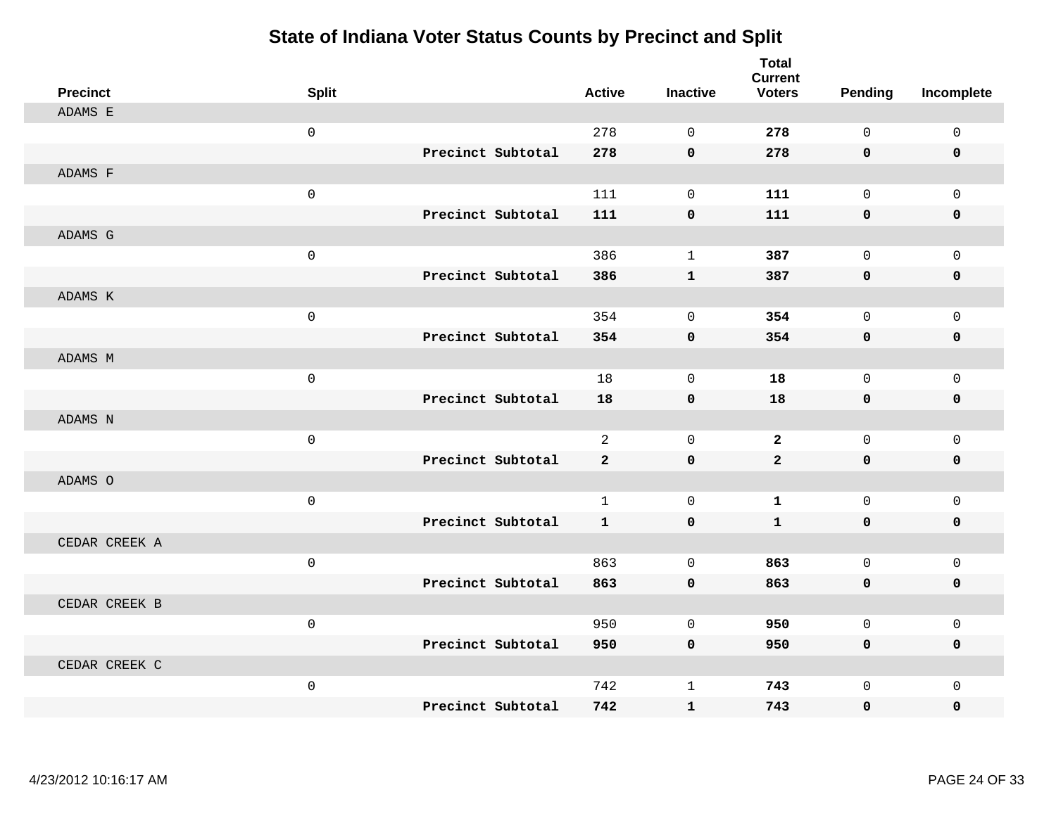# State of Indiana Voter Status Counts by Precinct and Split

| Precinct | Split | | Active | Inactive | Total Current Voters | Pending | Incomplete |
|---|---|---|---|---|---|---|---|
| ADAMS E | | | | | | | |
| | 0 | | 278 | 0 | **278** | 0 | 0 |
| | | **Precinct Subtotal** | **278** | **0** | **278** | **0** | **0** |
| ADAMS F | | | | | | | |
| | 0 | | 111 | 0 | **111** | 0 | 0 |
| | | **Precinct Subtotal** | **111** | **0** | **111** | **0** | **0** |
| ADAMS G | | | | | | | |
| | 0 | | 386 | 1 | **387** | 0 | 0 |
| | | **Precinct Subtotal** | **386** | **1** | **387** | **0** | **0** |
| ADAMS K | | | | | | | |
| | 0 | | 354 | 0 | **354** | 0 | 0 |
| | | **Precinct Subtotal** | **354** | **0** | **354** | **0** | **0** |
| ADAMS M | | | | | | | |
| | 0 | | 18 | 0 | **18** | 0 | 0 |
| | | **Precinct Subtotal** | **18** | **0** | **18** | **0** | **0** |
| ADAMS N | | | | | | | |
| | 0 | | 2 | 0 | **2** | 0 | 0 |
| | | **Precinct Subtotal** | **2** | **0** | **2** | **0** | **0** |
| ADAMS O | | | | | | | |
| | 0 | | 1 | 0 | **1** | 0 | 0 |
| | | **Precinct Subtotal** | **1** | **0** | **1** | **0** | **0** |
| CEDAR CREEK A | | | | | | | |
| | 0 | | 863 | 0 | **863** | 0 | 0 |
| | | **Precinct Subtotal** | **863** | **0** | **863** | **0** | **0** |
| CEDAR CREEK B | | | | | | | |
| | 0 | | 950 | 0 | **950** | 0 | 0 |
| | | **Precinct Subtotal** | **950** | **0** | **950** | **0** | **0** |
| CEDAR CREEK C | | | | | | | |
| | 0 | | 742 | 1 | **743** | 0 | 0 |
| | | **Precinct Subtotal** | **742** | **1** | **743** | **0** | **0** |

4/23/2012 10:16:17 AM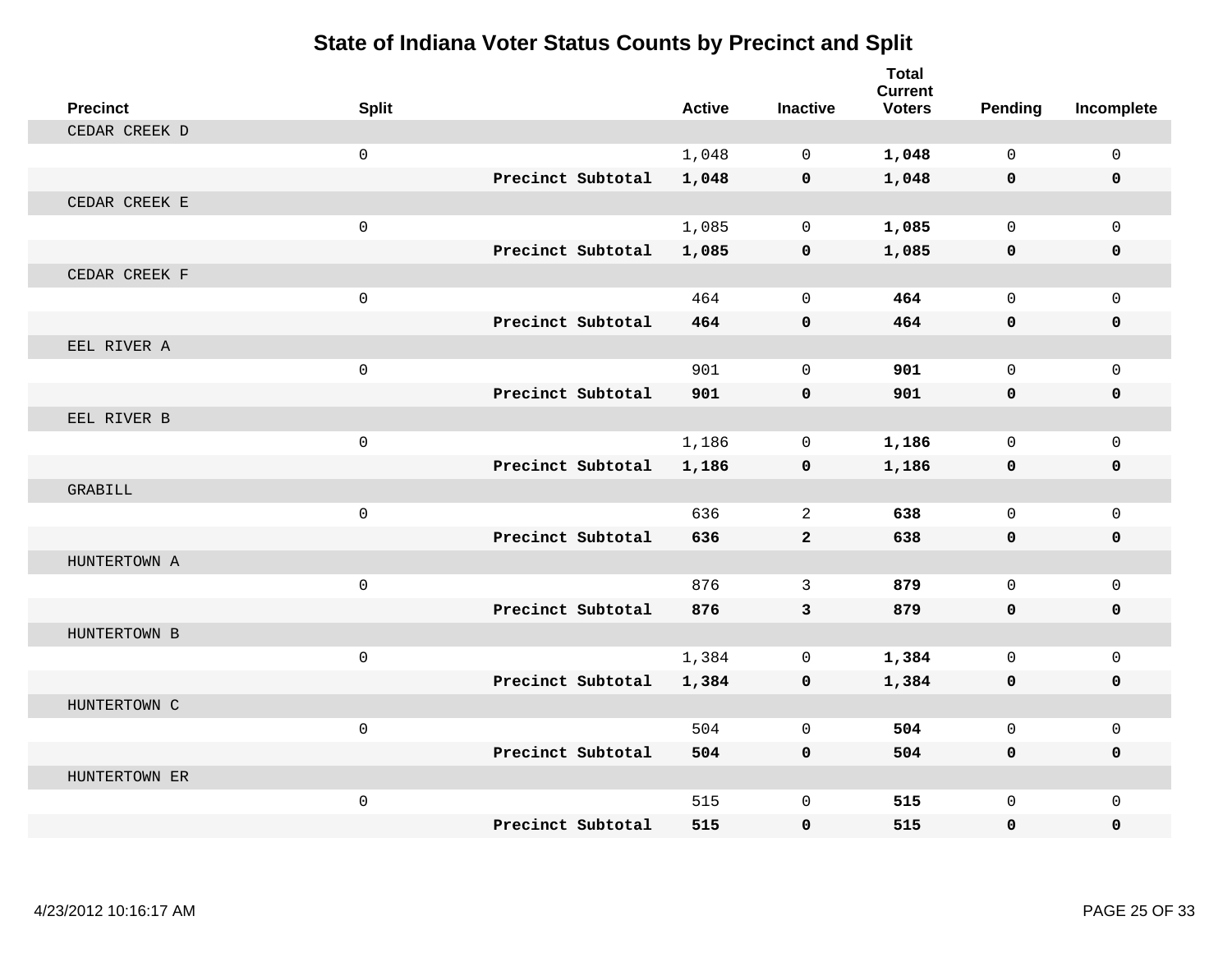# State of Indiana Voter Status Counts by Precinct and Split

| Precinct | Split | | Active | Inactive | Total Current Voters | Pending | Incomplete |
|---|---|---|---|---|---|---|---|
| CEDAR CREEK D | | | | | | | |
| | 0 | | 1,048 | 0 | **1,048** | 0 | 0 |
| | | **Precinct Subtotal** | **1,048** | **0** | **1,048** | **0** | **0** |
| CEDAR CREEK E | | | | | | | |
| | 0 | | 1,085 | 0 | **1,085** | 0 | 0 |
| | | **Precinct Subtotal** | **1,085** | **0** | **1,085** | **0** | **0** |
| CEDAR CREEK F | | | | | | | |
| | 0 | | 464 | 0 | **464** | 0 | 0 |
| | | **Precinct Subtotal** | **464** | **0** | **464** | **0** | **0** |
| EEL RIVER A | | | | | | | |
| | 0 | | 901 | 0 | **901** | 0 | 0 |
| | | **Precinct Subtotal** | **901** | **0** | **901** | **0** | **0** |
| EEL RIVER B | | | | | | | |
| | 0 | | 1,186 | 0 | **1,186** | 0 | 0 |
| | | **Precinct Subtotal** | **1,186** | **0** | **1,186** | **0** | **0** |
| GRABILL | | | | | | | |
| | 0 | | 636 | 2 | **638** | 0 | 0 |
| | | **Precinct Subtotal** | **636** | **2** | **638** | **0** | **0** |
| HUNTERTOWN A | | | | | | | |
| | 0 | | 876 | 3 | **879** | 0 | 0 |
| | | **Precinct Subtotal** | **876** | **3** | **879** | **0** | **0** |
| HUNTERTOWN B | | | | | | | |
| | 0 | | 1,384 | 0 | **1,384** | 0 | 0 |
| | | **Precinct Subtotal** | **1,384** | **0** | **1,384** | **0** | **0** |
| HUNTERTOWN C | | | | | | | |
| | 0 | | 504 | 0 | **504** | 0 | 0 |
| | | **Precinct Subtotal** | **504** | **0** | **504** | **0** | **0** |
| HUNTERTOWN ER | | | | | | | |
| | 0 | | 515 | 0 | **515** | 0 | 0 |
| | | **Precinct Subtotal** | **515** | **0** | **515** | **0** | **0** |

4/23/2012 10:16:17 AM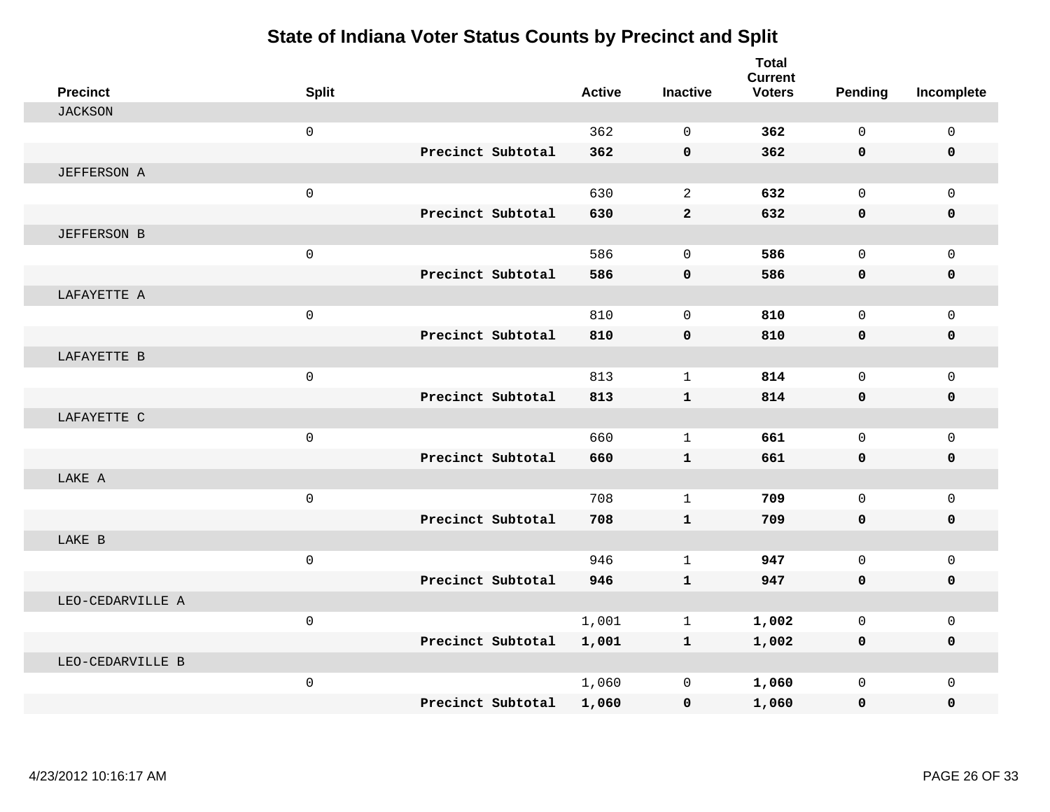# State of Indiana Voter Status Counts by Precinct and Split

| Precinct | Split | | Active | Inactive | Total Current Voters | Pending | Incomplete |
|---|---|---|---|---|---|---|---|
| JACKSON | | | | | | | |
| | 0 | | 362 | 0 | **362** | 0 | 0 |
| | | **Precinct Subtotal** | **362** | **0** | **362** | **0** | **0** |
| JEFFERSON A | | | | | | | |
| | 0 | | 630 | 2 | **632** | 0 | 0 |
| | | **Precinct Subtotal** | **630** | **2** | **632** | **0** | **0** |
| JEFFERSON B | | | | | | | |
| | 0 | | 586 | 0 | **586** | 0 | 0 |
| | | **Precinct Subtotal** | **586** | **0** | **586** | **0** | **0** |
| LAFAYETTE A | | | | | | | |
| | 0 | | 810 | 0 | **810** | 0 | 0 |
| | | **Precinct Subtotal** | **810** | **0** | **810** | **0** | **0** |
| LAFAYETTE B | | | | | | | |
| | 0 | | 813 | 1 | **814** | 0 | 0 |
| | | **Precinct Subtotal** | **813** | **1** | **814** | **0** | **0** |
| LAFAYETTE C | | | | | | | |
| | 0 | | 660 | 1 | **661** | 0 | 0 |
| | | **Precinct Subtotal** | **660** | **1** | **661** | **0** | **0** |
| LAKE A | | | | | | | |
| | 0 | | 708 | 1 | **709** | 0 | 0 |
| | | **Precinct Subtotal** | **708** | **1** | **709** | **0** | **0** |
| LAKE B | | | | | | | |
| | 0 | | 946 | 1 | **947** | 0 | 0 |
| | | **Precinct Subtotal** | **946** | **1** | **947** | **0** | **0** |
| LEO-CEDARVILLE A | | | | | | | |
| | 0 | | 1,001 | 1 | **1,002** | 0 | 0 |
| | | **Precinct Subtotal** | **1,001** | **1** | **1,002** | **0** | **0** |
| LEO-CEDARVILLE B | | | | | | | |
| | 0 | | 1,060 | 0 | **1,060** | 0 | 0 |
| | | **Precinct Subtotal** | **1,060** | **0** | **1,060** | **0** | **0** |

4/23/2012 10:16:17 AM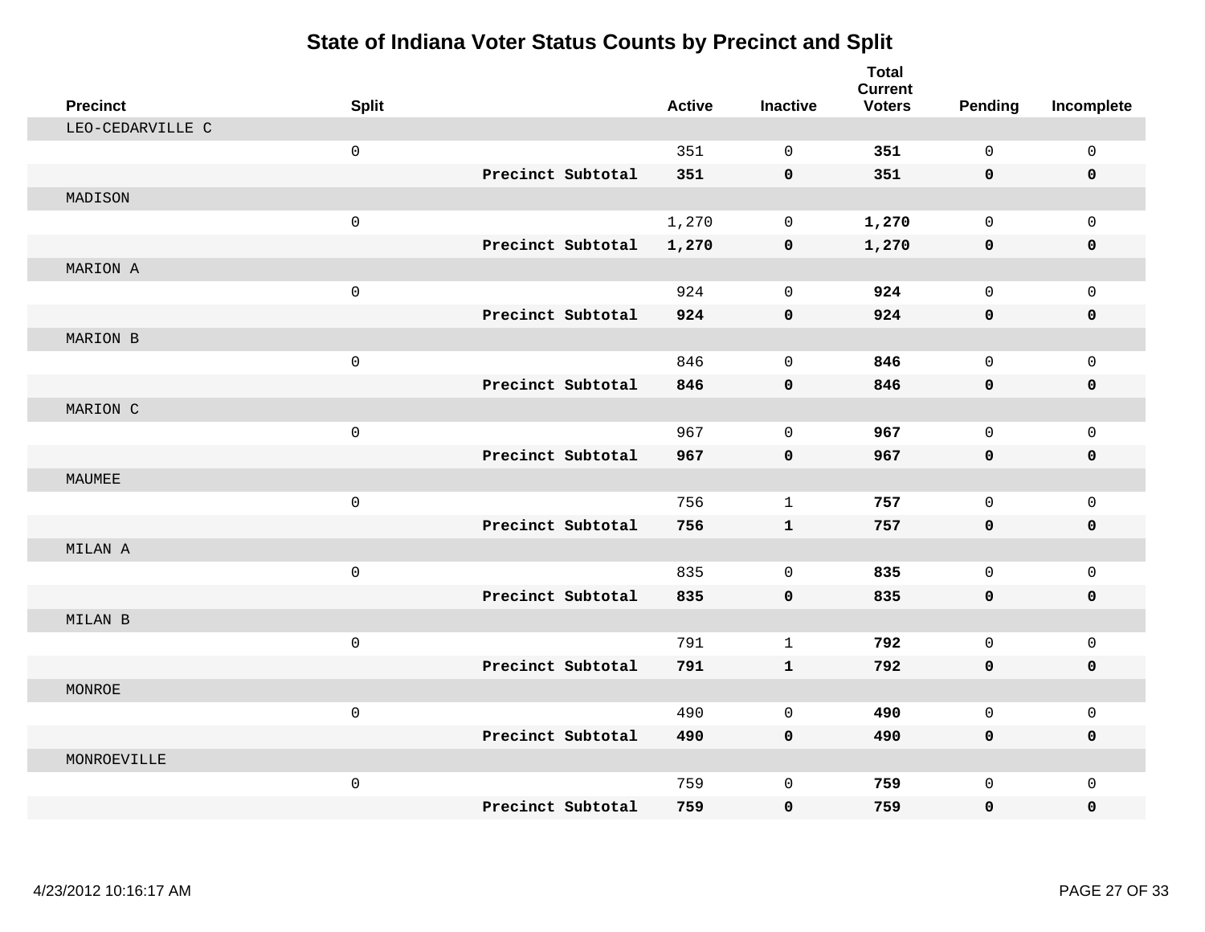# State of Indiana Voter Status Counts by Precinct and Split

| Precinct | Split | | Active | Inactive | Total Current Voters | Pending | Incomplete |
|---|---|---|---|---|---|---|---|
| LEO-CEDARVILLE C | | | | | | | |
| | 0 | | 351 | 0 | **351** | 0 | 0 |
| | | **Precinct Subtotal** | **351** | **0** | **351** | **0** | **0** |
| MADISON | | | | | | | |
| | 0 | | 1,270 | 0 | **1,270** | 0 | 0 |
| | | **Precinct Subtotal** | **1,270** | **0** | **1,270** | **0** | **0** |
| MARION A | | | | | | | |
| | 0 | | 924 | 0 | **924** | 0 | 0 |
| | | **Precinct Subtotal** | **924** | **0** | **924** | **0** | **0** |
| MARION B | | | | | | | |
| | 0 | | 846 | 0 | **846** | 0 | 0 |
| | | **Precinct Subtotal** | **846** | **0** | **846** | **0** | **0** |
| MARION C | | | | | | | |
| | 0 | | 967 | 0 | **967** | 0 | 0 |
| | | **Precinct Subtotal** | **967** | **0** | **967** | **0** | **0** |
| MAUMEE | | | | | | | |
| | 0 | | 756 | 1 | **757** | 0 | 0 |
| | | **Precinct Subtotal** | **756** | **1** | **757** | **0** | **0** |
| MILAN A | | | | | | | |
| | 0 | | 835 | 0 | **835** | 0 | 0 |
| | | **Precinct Subtotal** | **835** | **0** | **835** | **0** | **0** |
| MILAN B | | | | | | | |
| | 0 | | 791 | 1 | **792** | 0 | 0 |
| | | **Precinct Subtotal** | **791** | **1** | **792** | **0** | **0** |
| MONROE | | | | | | | |
| | 0 | | 490 | 0 | **490** | 0 | 0 |
| | | **Precinct Subtotal** | **490** | **0** | **490** | **0** | **0** |
| MONROEVILLE | | | | | | | |
| | 0 | | 759 | 0 | **759** | 0 | 0 |
| | | **Precinct Subtotal** | **759** | **0** | **759** | **0** | **0** |

4/23/2012 10:16:17 AM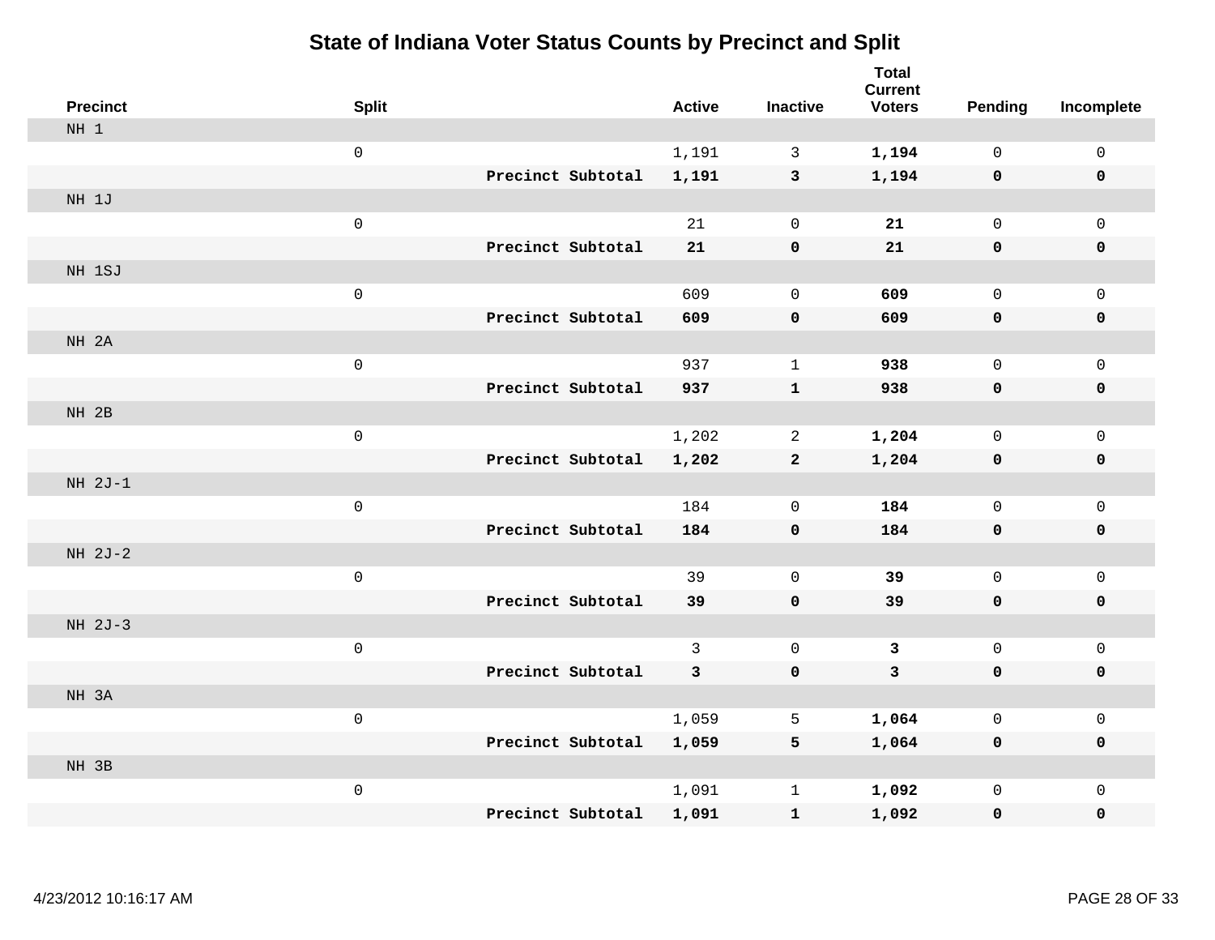# State of Indiana Voter Status Counts by Precinct and Split

| Precinct | Split | | Active | Inactive | Total Current Voters | Pending | Incomplete |
|---|---|---|---|---|---|---|---|
| NH 1 | | | | | | | |
| | 0 | | 1,191 | 3 | **1,194** | 0 | 0 |
| | | **Precinct Subtotal** | **1,191** | **3** | **1,194** | **0** | **0** |
| NH 1J | | | | | | | |
| | 0 | | 21 | 0 | **21** | 0 | 0 |
| | | **Precinct Subtotal** | **21** | **0** | **21** | **0** | **0** |
| NH 1SJ | | | | | | | |
| | 0 | | 609 | 0 | **609** | 0 | 0 |
| | | **Precinct Subtotal** | **609** | **0** | **609** | **0** | **0** |
| NH 2A | | | | | | | |
| | 0 | | 937 | 1 | **938** | 0 | 0 |
| | | **Precinct Subtotal** | **937** | **1** | **938** | **0** | **0** |
| NH 2B | | | | | | | |
| | 0 | | 1,202 | 2 | **1,204** | 0 | 0 |
| | | **Precinct Subtotal** | **1,202** | **2** | **1,204** | **0** | **0** |
| NH 2J-1 | | | | | | | |
| | 0 | | 184 | 0 | **184** | 0 | 0 |
| | | **Precinct Subtotal** | **184** | **0** | **184** | **0** | **0** |
| NH 2J-2 | | | | | | | |
| | 0 | | 39 | 0 | **39** | 0 | 0 |
| | | **Precinct Subtotal** | **39** | **0** | **39** | **0** | **0** |
| NH 2J-3 | | | | | | | |
| | 0 | | 3 | 0 | **3** | 0 | 0 |
| | | **Precinct Subtotal** | **3** | **0** | **3** | **0** | **0** |
| NH 3A | | | | | | | |
| | 0 | | 1,059 | 5 | **1,064** | 0 | 0 |
| | | **Precinct Subtotal** | **1,059** | **5** | **1,064** | **0** | **0** |
| NH 3B | | | | | | | |
| | 0 | | 1,091 | 1 | **1,092** | 0 | 0 |
| | | **Precinct Subtotal** | **1,091** | **1** | **1,092** | **0** | **0** |

4/23/2012 10:16:17 AM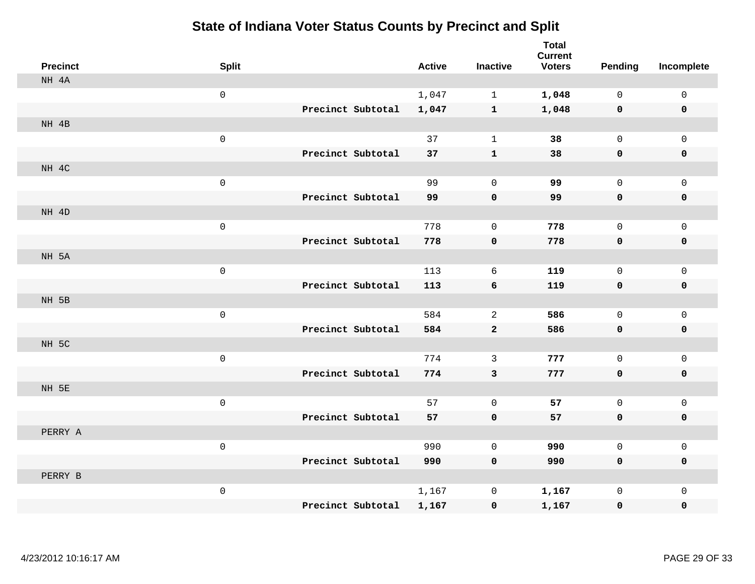# State of Indiana Voter Status Counts by Precinct and Split

| Precinct | Split | | Active | Inactive | Total Current Voters | Pending | Incomplete |
|---|---|---|---|---|---|---|---|
| NH 4A | | | | | | | |
| | 0 | | 1,047 | 1 | **1,048** | 0 | 0 |
| | | **Precinct Subtotal** | **1,047** | **1** | **1,048** | **0** | **0** |
| NH 4B | | | | | | | |
| | 0 | | 37 | 1 | **38** | 0 | 0 |
| | | **Precinct Subtotal** | **37** | **1** | **38** | **0** | **0** |
| NH 4C | | | | | | | |
| | 0 | | 99 | 0 | **99** | 0 | 0 |
| | | **Precinct Subtotal** | **99** | **0** | **99** | **0** | **0** |
| NH 4D | | | | | | | |
| | 0 | | 778 | 0 | **778** | 0 | 0 |
| | | **Precinct Subtotal** | **778** | **0** | **778** | **0** | **0** |
| NH 5A | | | | | | | |
| | 0 | | 113 | 6 | **119** | 0 | 0 |
| | | **Precinct Subtotal** | **113** | **6** | **119** | **0** | **0** |
| NH 5B | | | | | | | |
| | 0 | | 584 | 2 | **586** | 0 | 0 |
| | | **Precinct Subtotal** | **584** | **2** | **586** | **0** | **0** |
| NH 5C | | | | | | | |
| | 0 | | 774 | 3 | **777** | 0 | 0 |
| | | **Precinct Subtotal** | **774** | **3** | **777** | **0** | **0** |
| NH 5E | | | | | | | |
| | 0 | | 57 | 0 | **57** | 0 | 0 |
| | | **Precinct Subtotal** | **57** | **0** | **57** | **0** | **0** |
| PERRY A | | | | | | | |
| | 0 | | 990 | 0 | **990** | 0 | 0 |
| | | **Precinct Subtotal** | **990** | **0** | **990** | **0** | **0** |
| PERRY B | | | | | | | |
| | 0 | | 1,167 | 0 | **1,167** | 0 | 0 |
| | | **Precinct Subtotal** | **1,167** | **0** | **1,167** | **0** | **0** |

4/23/2012 10:16:17 AM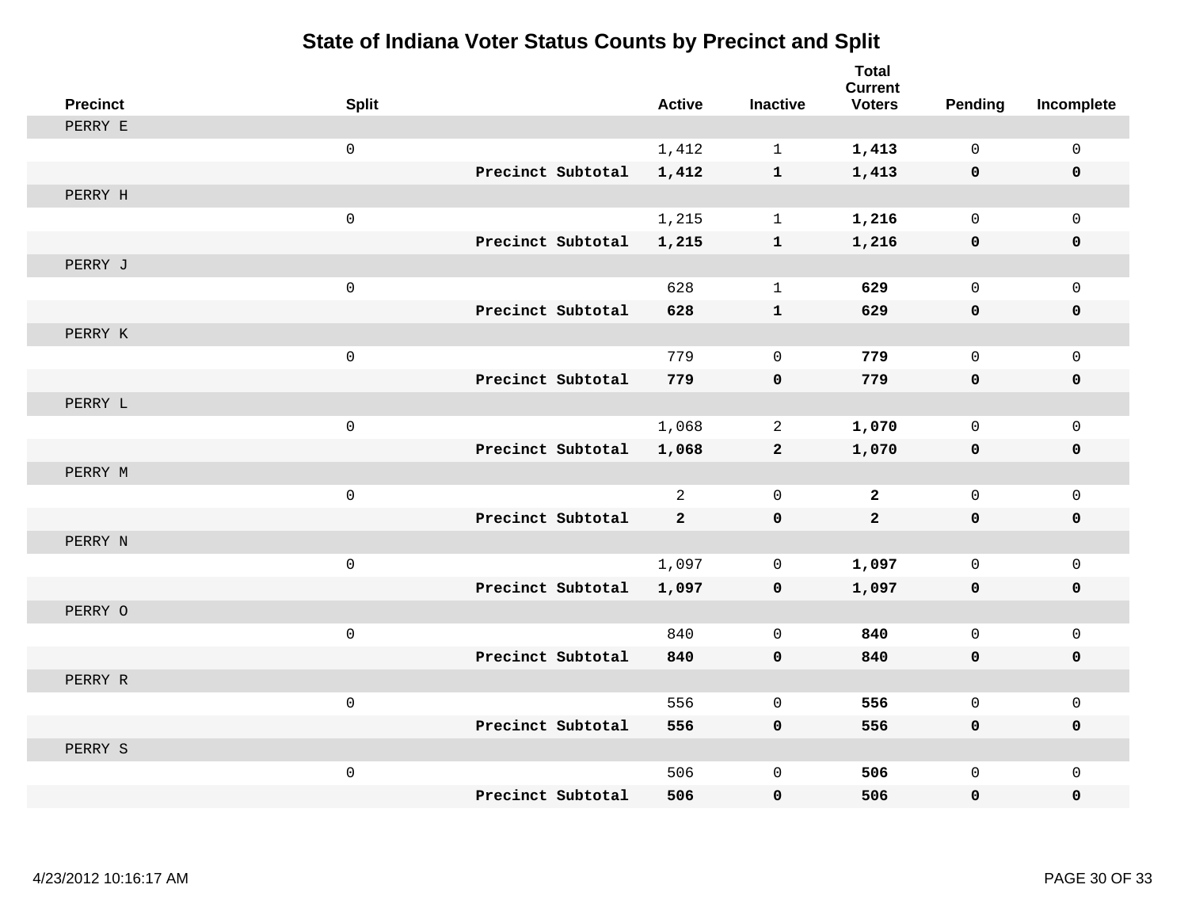# State of Indiana Voter Status Counts by Precinct and Split

| Precinct | Split | | Active | Inactive | Total Current Voters | Pending | Incomplete |
|---|---|---|---|---|---|---|---|
| PERRY E | | | | | | | |
| | 0 | | 1,412 | 1 | **1,413** | 0 | 0 |
| | | **Precinct Subtotal** | **1,412** | **1** | **1,413** | **0** | **0** |
| PERRY H | | | | | | | |
| | 0 | | 1,215 | 1 | **1,216** | 0 | 0 |
| | | **Precinct Subtotal** | **1,215** | **1** | **1,216** | **0** | **0** |
| PERRY J | | | | | | | |
| | 0 | | 628 | 1 | **629** | 0 | 0 |
| | | **Precinct Subtotal** | **628** | **1** | **629** | **0** | **0** |
| PERRY K | | | | | | | |
| | 0 | | 779 | 0 | **779** | 0 | 0 |
| | | **Precinct Subtotal** | **779** | **0** | **779** | **0** | **0** |
| PERRY L | | | | | | | |
| | 0 | | 1,068 | 2 | **1,070** | 0 | 0 |
| | | **Precinct Subtotal** | **1,068** | **2** | **1,070** | **0** | **0** |
| PERRY M | | | | | | | |
| | 0 | | 2 | 0 | **2** | 0 | 0 |
| | | **Precinct Subtotal** | **2** | **0** | **2** | **0** | **0** |
| PERRY N | | | | | | | |
| | 0 | | 1,097 | 0 | **1,097** | 0 | 0 |
| | | **Precinct Subtotal** | **1,097** | **0** | **1,097** | **0** | **0** |
| PERRY O | | | | | | | |
| | 0 | | 840 | 0 | **840** | 0 | 0 |
| | | **Precinct Subtotal** | **840** | **0** | **840** | **0** | **0** |
| PERRY R | | | | | | | |
| | 0 | | 556 | 0 | **556** | 0 | 0 |
| | | **Precinct Subtotal** | **556** | **0** | **556** | **0** | **0** |
| PERRY S | | | | | | | |
| | 0 | | 506 | 0 | **506** | 0 | 0 |
| | | **Precinct Subtotal** | **506** | **0** | **506** | **0** | **0** |

4/23/2012 10:16:17 AM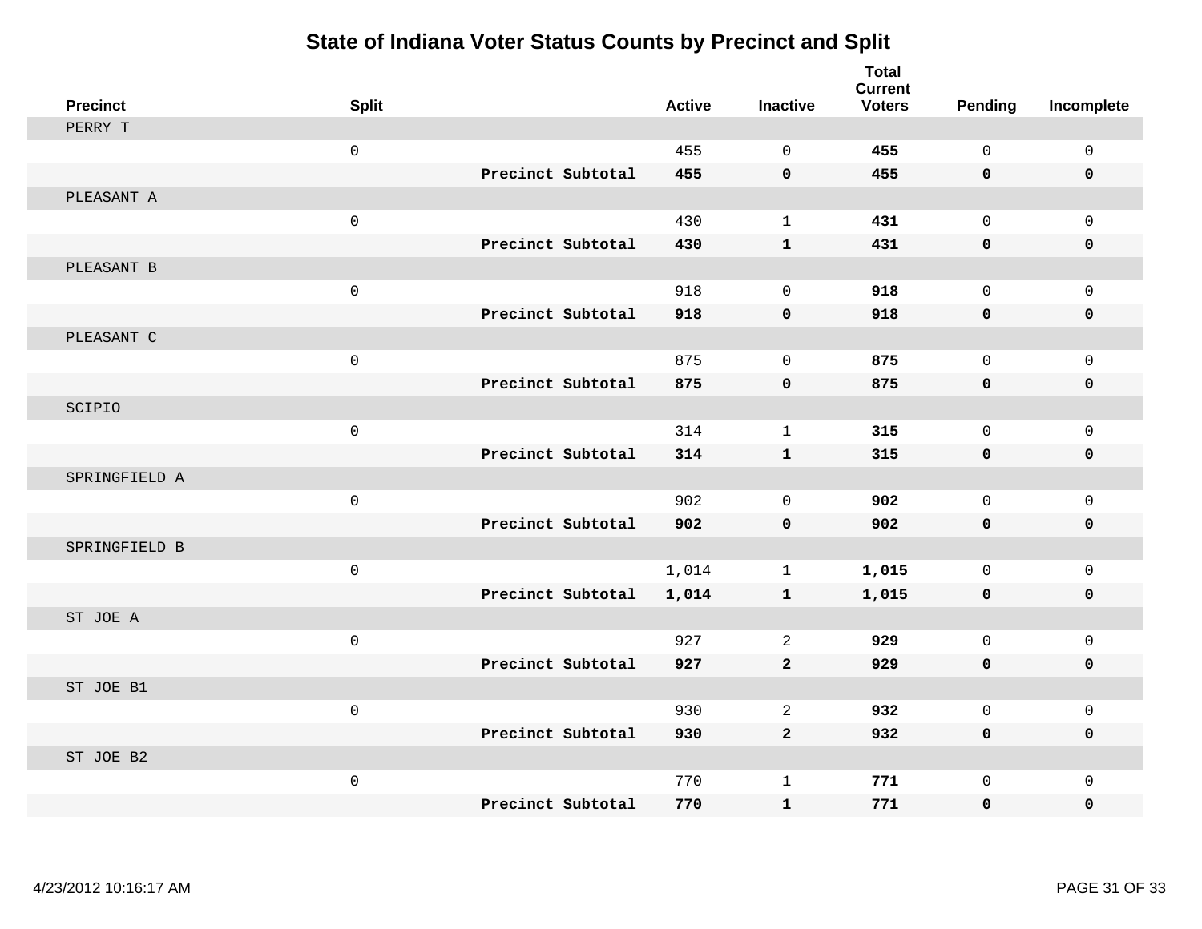# State of Indiana Voter Status Counts by Precinct and Split

| Precinct | Split | | Active | Inactive | Total Current Voters | Pending | Incomplete |
|---|---|---|---|---|---|---|---|
| PERRY T | | | | | | | |
| | 0 | | 455 | 0 | **455** | 0 | 0 |
| | | **Precinct Subtotal** | **455** | **0** | **455** | **0** | **0** |
| PLEASANT A | | | | | | | |
| | 0 | | 430 | 1 | **431** | 0 | 0 |
| | | **Precinct Subtotal** | **430** | **1** | **431** | **0** | **0** |
| PLEASANT B | | | | | | | |
| | 0 | | 918 | 0 | **918** | 0 | 0 |
| | | **Precinct Subtotal** | **918** | **0** | **918** | **0** | **0** |
| PLEASANT C | | | | | | | |
| | 0 | | 875 | 0 | **875** | 0 | 0 |
| | | **Precinct Subtotal** | **875** | **0** | **875** | **0** | **0** |
| SCIPIO | | | | | | | |
| | 0 | | 314 | 1 | **315** | 0 | 0 |
| | | **Precinct Subtotal** | **314** | **1** | **315** | **0** | **0** |
| SPRINGFIELD A | | | | | | | |
| | 0 | | 902 | 0 | **902** | 0 | 0 |
| | | **Precinct Subtotal** | **902** | **0** | **902** | **0** | **0** |
| SPRINGFIELD B | | | | | | | |
| | 0 | | 1,014 | 1 | **1,015** | 0 | 0 |
| | | **Precinct Subtotal** | **1,014** | **1** | **1,015** | **0** | **0** |
| ST JOE A | | | | | | | |
| | 0 | | 927 | 2 | **929** | 0 | 0 |
| | | **Precinct Subtotal** | **927** | **2** | **929** | **0** | **0** |
| ST JOE B1 | | | | | | | |
| | 0 | | 930 | 2 | **932** | 0 | 0 |
| | | **Precinct Subtotal** | **930** | **2** | **932** | **0** | **0** |
| ST JOE B2 | | | | | | | |
| | 0 | | 770 | 1 | **771** | 0 | 0 |
| | | **Precinct Subtotal** | **770** | **1** | **771** | **0** | **0** |

4/23/2012 10:16:17 AM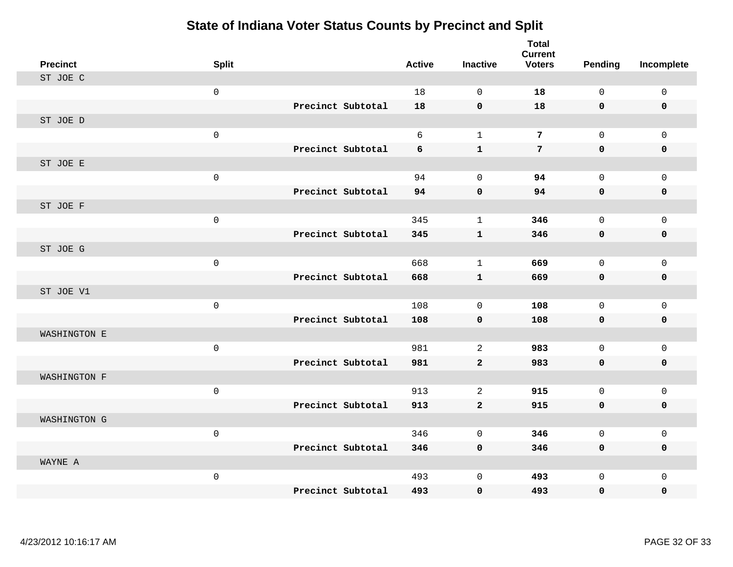# State of Indiana Voter Status Counts by Precinct and Split

| Precinct | Split | | Active | Inactive | Total Current Voters | Pending | Incomplete |
|---|---|---|---|---|---|---|---|
| ST JOE C | | | | | | | |
| | 0 | | 18 | 0 | **18** | 0 | 0 |
| | | **Precinct Subtotal** | **18** | **0** | **18** | **0** | **0** |
| ST JOE D | | | | | | | |
| | 0 | | 6 | 1 | **7** | 0 | 0 |
| | | **Precinct Subtotal** | **6** | **1** | **7** | **0** | **0** |
| ST JOE E | | | | | | | |
| | 0 | | 94 | 0 | **94** | 0 | 0 |
| | | **Precinct Subtotal** | **94** | **0** | **94** | **0** | **0** |
| ST JOE F | | | | | | | |
| | 0 | | 345 | 1 | **346** | 0 | 0 |
| | | **Precinct Subtotal** | **345** | **1** | **346** | **0** | **0** |
| ST JOE G | | | | | | | |
| | 0 | | 668 | 1 | **669** | 0 | 0 |
| | | **Precinct Subtotal** | **668** | **1** | **669** | **0** | **0** |
| ST JOE V1 | | | | | | | |
| | 0 | | 108 | 0 | **108** | 0 | 0 |
| | | **Precinct Subtotal** | **108** | **0** | **108** | **0** | **0** |
| WASHINGTON E | | | | | | | |
| | 0 | | 981 | 2 | **983** | 0 | 0 |
| | | **Precinct Subtotal** | **981** | **2** | **983** | **0** | **0** |
| WASHINGTON F | | | | | | | |
| | 0 | | 913 | 2 | **915** | 0 | 0 |
| | | **Precinct Subtotal** | **913** | **2** | **915** | **0** | **0** |
| WASHINGTON G | | | | | | | |
| | 0 | | 346 | 0 | **346** | 0 | 0 |
| | | **Precinct Subtotal** | **346** | **0** | **346** | **0** | **0** |
| WAYNE A | | | | | | | |
| | 0 | | 493 | 0 | **493** | 0 | 0 |
| | | **Precinct Subtotal** | **493** | **0** | **493** | **0** | **0** |

4/23/2012 10:16:17 AM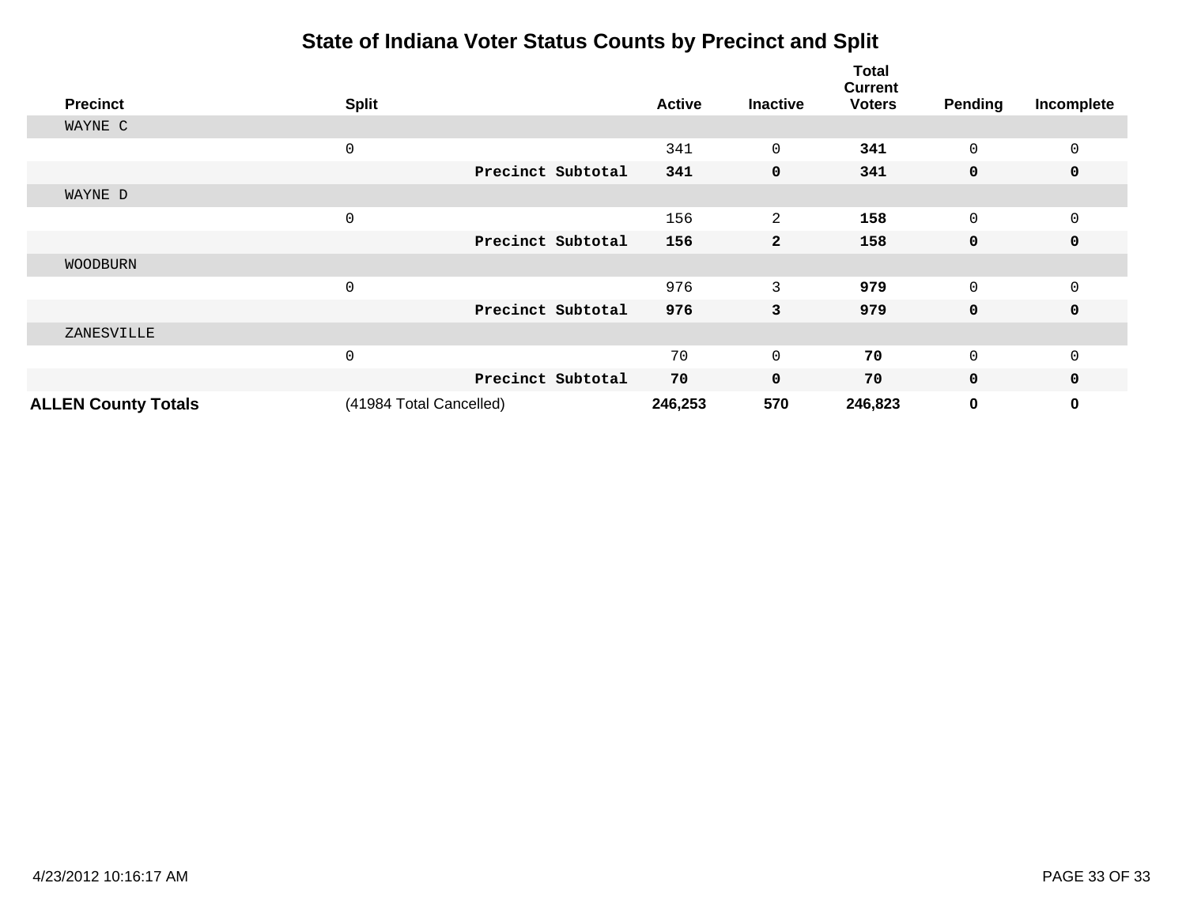# State of Indiana Voter Status Counts by Precinct and Split

| Precinct | Split | Active | Inactive | Total Current Voters | Pending | Incomplete |
|---|---|---|---|---|---|---|
| WAYNE C | | | | | | |
| | 0 | 341 | 0 | **341** | 0 | 0 |
| | **Precinct Subtotal** | **341** | **0** | **341** | **0** | **0** |
| WAYNE D | | | | | | |
| | 0 | 156 | 2 | **158** | 0 | 0 |
| | **Precinct Subtotal** | **156** | **2** | **158** | **0** | **0** |
| WOODBURN | | | | | | |
| | 0 | 976 | 3 | **979** | 0 | 0 |
| | **Precinct Subtotal** | **976** | **3** | **979** | **0** | **0** |
| ZANESVILLE | | | | | | |
| | 0 | 70 | 0 | **70** | 0 | 0 |
| | **Precinct Subtotal** | **70** | **0** | **70** | **0** | **0** |
| **ALLEN County Totals** | (41984 Total Cancelled) | **246,253** | **570** | **246,823** | **0** | **0** |

4/23/2012 10:16:17 AM